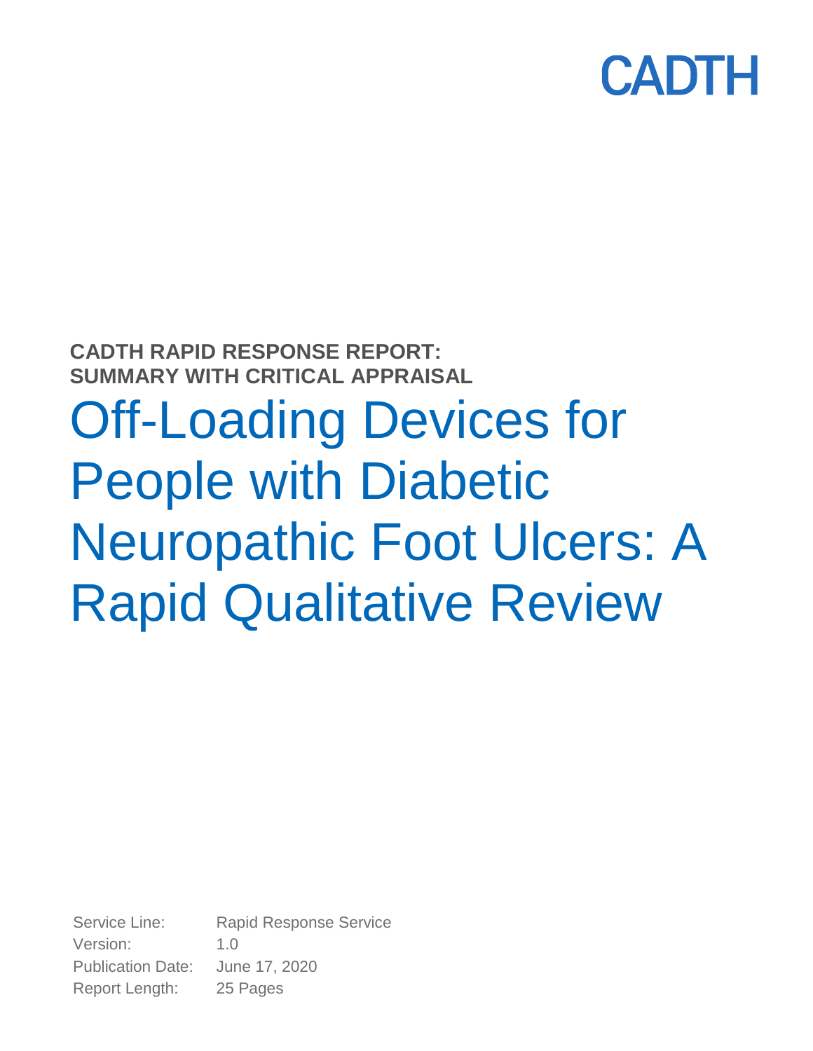CADTH

**CADTH RAPID RESPONSE REPORT: SUMMARY WITH CRITICAL APPRAISAL**

# Off-Loading Devices for People with Diabetic Neuropathic Foot Ulcers: A Rapid Qualitative Review

Service Line: Rapid Response Service
Version: 1.0
Publication Date: June 17, 2020
Report Length: 25 Pages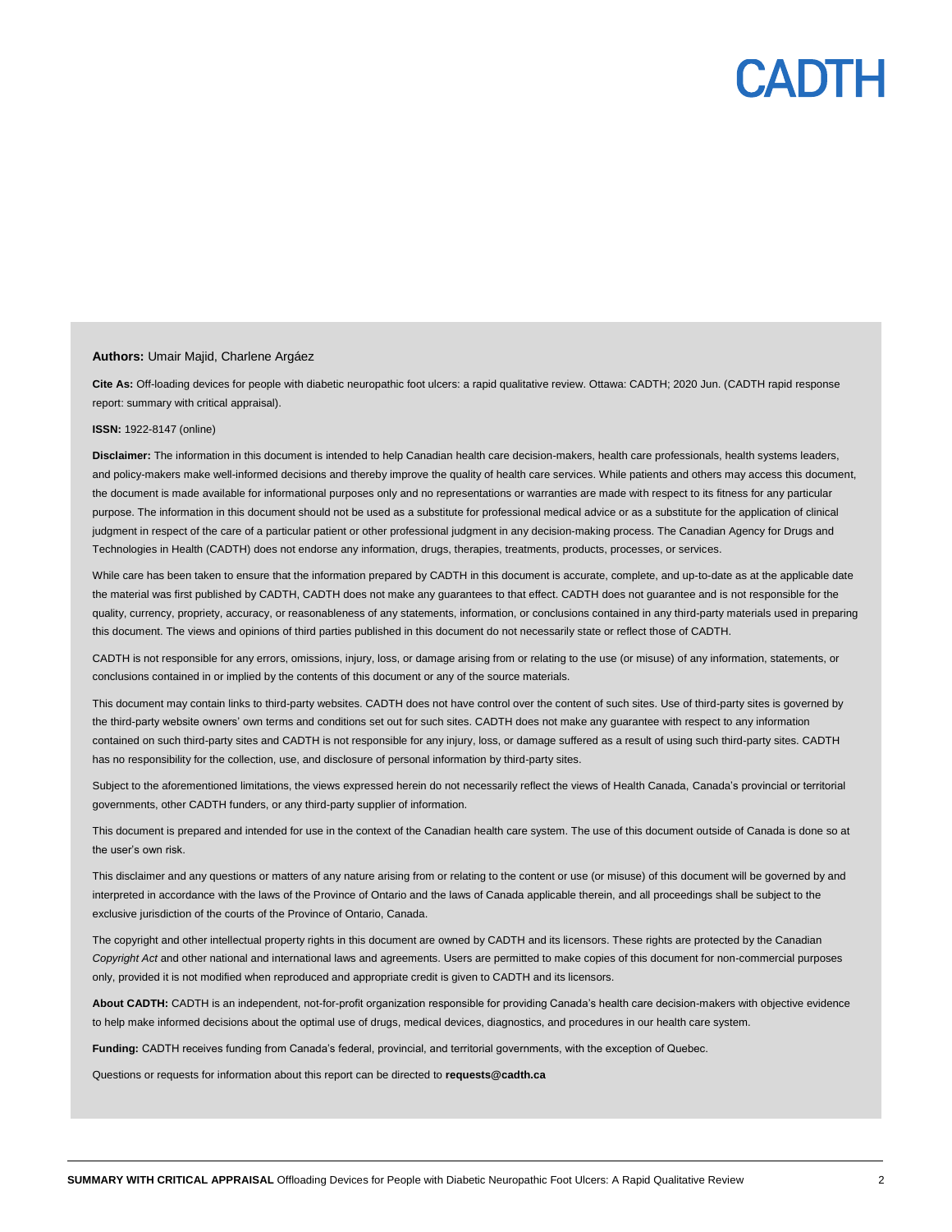**Authors:** Umair Majid, Charlene Argáez

**Cite As:** Off-loading devices for people with diabetic neuropathic foot ulcers: a rapid qualitative review. Ottawa: CADTH; 2020 Jun. (CADTH rapid response report: summary with critical appraisal).

**ISSN:** 1922-8147 (online)

**Disclaimer:** The information in this document is intended to help Canadian health care decision-makers, health care professionals, health systems leaders, and policy-makers make well-informed decisions and thereby improve the quality of health care services. While patients and others may access this document, the document is made available for informational purposes only and no representations or warranties are made with respect to its fitness for any particular purpose. The information in this document should not be used as a substitute for professional medical advice or as a substitute for the application of clinical judgment in respect of the care of a particular patient or other professional judgment in any decision-making process. The Canadian Agency for Drugs and Technologies in Health (CADTH) does not endorse any information, drugs, therapies, treatments, products, processes, or services.

While care has been taken to ensure that the information prepared by CADTH in this document is accurate, complete, and up-to-date as at the applicable date the material was first published by CADTH, CADTH does not make any guarantees to that effect. CADTH does not guarantee and is not responsible for the quality, currency, propriety, accuracy, or reasonableness of any statements, information, or conclusions contained in any third-party materials used in preparing this document. The views and opinions of third parties published in this document do not necessarily state or reflect those of CADTH.

CADTH is not responsible for any errors, omissions, injury, loss, or damage arising from or relating to the use (or misuse) of any information, statements, or conclusions contained in or implied by the contents of this document or any of the source materials.

This document may contain links to third-party websites. CADTH does not have control over the content of such sites. Use of third-party sites is governed by the third-party website owners' own terms and conditions set out for such sites. CADTH does not make any guarantee with respect to any information contained on such third-party sites and CADTH is not responsible for any injury, loss, or damage suffered as a result of using such third-party sites. CADTH has no responsibility for the collection, use, and disclosure of personal information by third-party sites.

Subject to the aforementioned limitations, the views expressed herein do not necessarily reflect the views of Health Canada, Canada's provincial or territorial governments, other CADTH funders, or any third-party supplier of information.

This document is prepared and intended for use in the context of the Canadian health care system. The use of this document outside of Canada is done so at the user's own risk.

This disclaimer and any questions or matters of any nature arising from or relating to the content or use (or misuse) of this document will be governed by and interpreted in accordance with the laws of the Province of Ontario and the laws of Canada applicable therein, and all proceedings shall be subject to the exclusive jurisdiction of the courts of the Province of Ontario, Canada.

The copyright and other intellectual property rights in this document are owned by CADTH and its licensors. These rights are protected by the Canadian *Copyright Act* and other national and international laws and agreements. Users are permitted to make copies of this document for non-commercial purposes only, provided it is not modified when reproduced and appropriate credit is given to CADTH and its licensors.

**About CADTH:** CADTH is an independent, not-for-profit organization responsible for providing Canada's health care decision-makers with objective evidence to help make informed decisions about the optimal use of drugs, medical devices, diagnostics, and procedures in our health care system.

**Funding:** CADTH receives funding from Canada's federal, provincial, and territorial governments, with the exception of Quebec.

Questions or requests for information about this report can be directed to **requests@cadth.ca**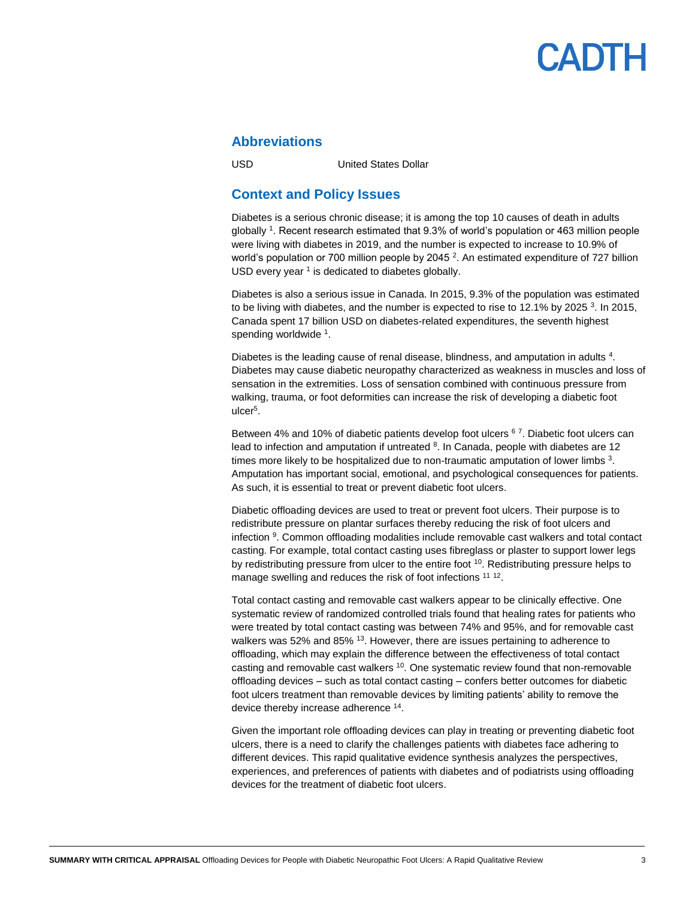## Abbreviations

USD United States Dollar

## Context and Policy Issues

Diabetes is a serious chronic disease; it is among the top 10 causes of death in adults globally [1]. Recent research estimated that 9.3% of world's population or 463 million people were living with diabetes in 2019, and the number is expected to increase to 10.9% of world's population or 700 million people by 2045 [2]. An estimated expenditure of 727 billion USD every year [1] is dedicated to diabetes globally.

Diabetes is also a serious issue in Canada. In 2015, 9.3% of the population was estimated to be living with diabetes, and the number is expected to rise to 12.1% by 2025 [3]. In 2015, Canada spent 17 billion USD on diabetes-related expenditures, the seventh highest spending worldwide [1].

Diabetes is the leading cause of renal disease, blindness, and amputation in adults [4]. Diabetes may cause diabetic neuropathy characterized as weakness in muscles and loss of sensation in the extremities. Loss of sensation combined with continuous pressure from walking, trauma, or foot deformities can increase the risk of developing a diabetic foot ulcer[5].

Between 4% and 10% of diabetic patients develop foot ulcers [6,7]. Diabetic foot ulcers can lead to infection and amputation if untreated [8]. In Canada, people with diabetes are 12 times more likely to be hospitalized due to non-traumatic amputation of lower limbs [3]. Amputation has important social, emotional, and psychological consequences for patients. As such, it is essential to treat or prevent diabetic foot ulcers.

Diabetic offloading devices are used to treat or prevent foot ulcers. Their purpose is to redistribute pressure on plantar surfaces thereby reducing the risk of foot ulcers and infection [9]. Common offloading modalities include removable cast walkers and total contact casting. For example, total contact casting uses fibreglass or plaster to support lower legs by redistributing pressure from ulcer to the entire foot [10]. Redistributing pressure helps to manage swelling and reduces the risk of foot infections [11,12].

Total contact casting and removable cast walkers appear to be clinically effective. One systematic review of randomized controlled trials found that healing rates for patients who were treated by total contact casting was between 74% and 95%, and for removable cast walkers was 52% and 85% [13]. However, there are issues pertaining to adherence to offloading, which may explain the difference between the effectiveness of total contact casting and removable cast walkers [10]. One systematic review found that non-removable offloading devices – such as total contact casting – confers better outcomes for diabetic foot ulcers treatment than removable devices by limiting patients' ability to remove the device thereby increase adherence [14].

Given the important role offloading devices can play in treating or preventing diabetic foot ulcers, there is a need to clarify the challenges patients with diabetes face adhering to different devices. This rapid qualitative evidence synthesis analyzes the perspectives, experiences, and preferences of patients with diabetes and of podiatrists using offloading devices for the treatment of diabetic foot ulcers.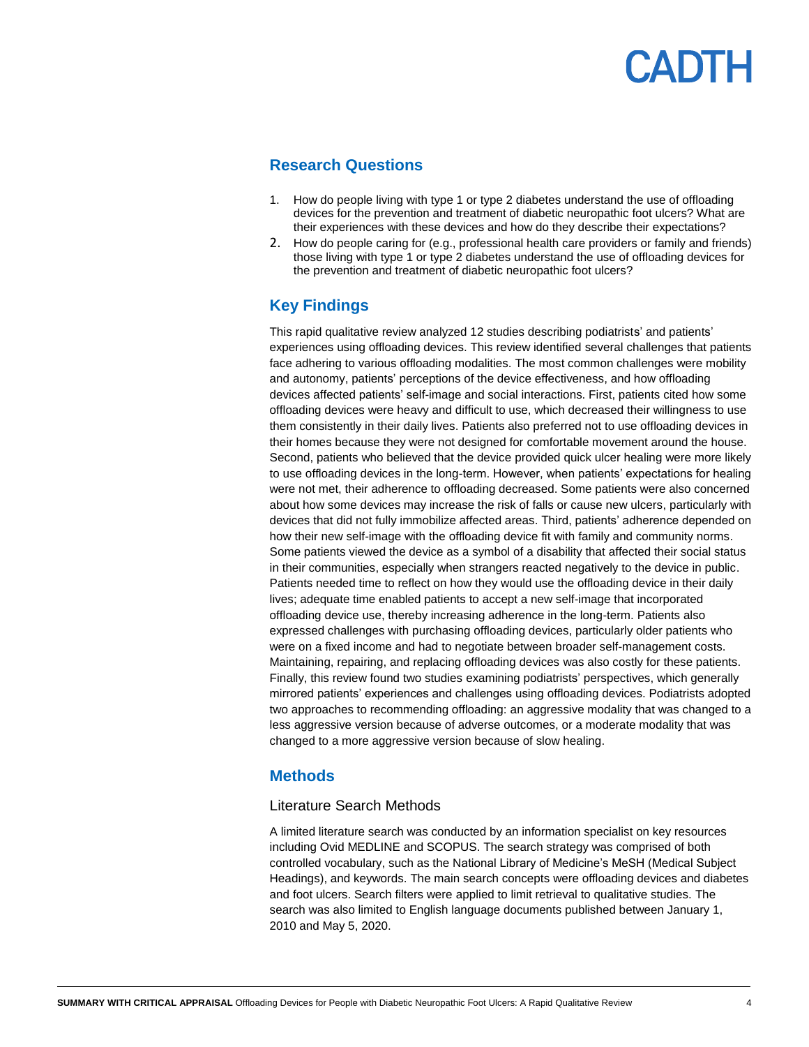## Research Questions

1. How do people living with type 1 or type 2 diabetes understand the use of offloading devices for the prevention and treatment of diabetic neuropathic foot ulcers? What are their experiences with these devices and how do they describe their expectations?
2. How do people caring for (e.g., professional health care providers or family and friends) those living with type 1 or type 2 diabetes understand the use of offloading devices for the prevention and treatment of diabetic neuropathic foot ulcers?

## Key Findings

This rapid qualitative review analyzed 12 studies describing podiatrists' and patients' experiences using offloading devices. This review identified several challenges that patients face adhering to various offloading modalities. The most common challenges were mobility and autonomy, patients' perceptions of the device effectiveness, and how offloading devices affected patients' self-image and social interactions. First, patients cited how some offloading devices were heavy and difficult to use, which decreased their willingness to use them consistently in their daily lives. Patients also preferred not to use offloading devices in their homes because they were not designed for comfortable movement around the house. Second, patients who believed that the device provided quick ulcer healing were more likely to use offloading devices in the long-term. However, when patients' expectations for healing were not met, their adherence to offloading decreased. Some patients were also concerned about how some devices may increase the risk of falls or cause new ulcers, particularly with devices that did not fully immobilize affected areas. Third, patients' adherence depended on how their new self-image with the offloading device fit with family and community norms. Some patients viewed the device as a symbol of a disability that affected their social status in their communities, especially when strangers reacted negatively to the device in public. Patients needed time to reflect on how they would use the offloading device in their daily lives; adequate time enabled patients to accept a new self-image that incorporated offloading device use, thereby increasing adherence in the long-term. Patients also expressed challenges with purchasing offloading devices, particularly older patients who were on a fixed income and had to negotiate between broader self-management costs. Maintaining, repairing, and replacing offloading devices was also costly for these patients. Finally, this review found two studies examining podiatrists' perspectives, which generally mirrored patients' experiences and challenges using offloading devices. Podiatrists adopted two approaches to recommending offloading: an aggressive modality that was changed to a less aggressive version because of adverse outcomes, or a moderate modality that was changed to a more aggressive version because of slow healing.

## Methods

### Literature Search Methods

A limited literature search was conducted by an information specialist on key resources including Ovid MEDLINE and SCOPUS. The search strategy was comprised of both controlled vocabulary, such as the National Library of Medicine's MeSH (Medical Subject Headings), and keywords. The main search concepts were offloading devices and diabetes and foot ulcers. Search filters were applied to limit retrieval to qualitative studies. The search was also limited to English language documents published between January 1, 2010 and May 5, 2020.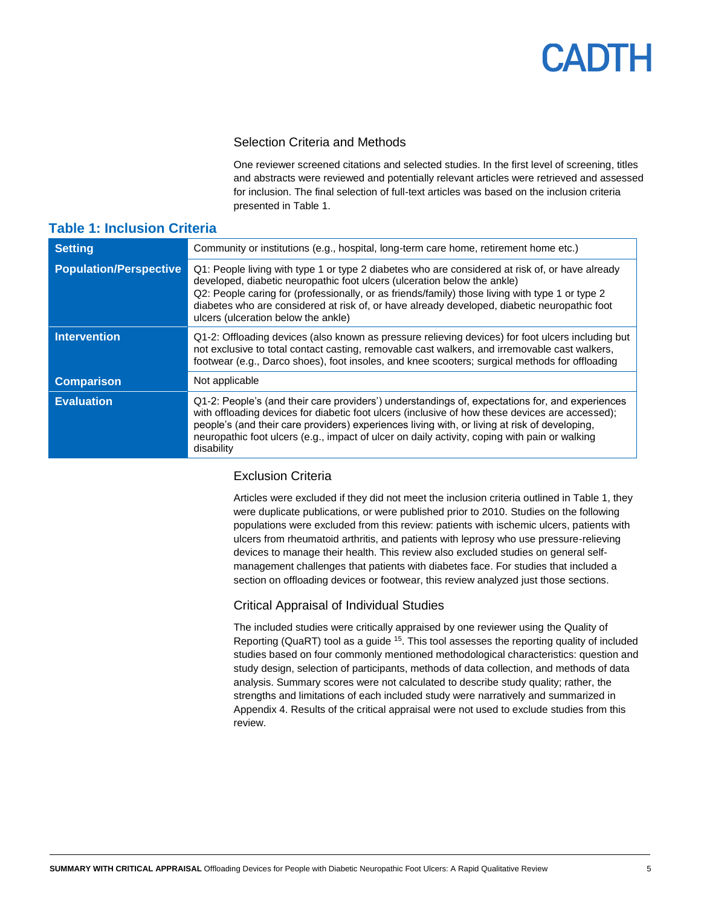### Selection Criteria and Methods

One reviewer screened citations and selected studies. In the first level of screening, titles and abstracts were reviewed and potentially relevant articles were retrieved and assessed for inclusion. The final selection of full-text articles was based on the inclusion criteria presented in Table 1.

**Table 1: Inclusion Criteria**

| | |
|---|---|
| **Setting** | Community or institutions (e.g., hospital, long-term care home, retirement home etc.) |
| **Population/Perspective** | Q1: People living with type 1 or type 2 diabetes who are considered at risk of, or have already developed, diabetic neuropathic foot ulcers (ulceration below the ankle)<br>Q2: People caring for (professionally, or as friends/family) those living with type 1 or type 2 diabetes who are considered at risk of, or have already developed, diabetic neuropathic foot ulcers (ulceration below the ankle) |
| **Intervention** | Q1-2: Offloading devices (also known as pressure relieving devices) for foot ulcers including but not exclusive to total contact casting, removable cast walkers, and irremovable cast walkers, footwear (e.g., Darco shoes), foot insoles, and knee scooters; surgical methods for offloading |
| **Comparison** | Not applicable |
| **Evaluation** | Q1-2: People's (and their care providers') understandings of, expectations for, and experiences with offloading devices for diabetic foot ulcers (inclusive of how these devices are accessed); people's (and their care providers) experiences living with, or living at risk of developing, neuropathic foot ulcers (e.g., impact of ulcer on daily activity, coping with pain or walking disability |

### Exclusion Criteria

Articles were excluded if they did not meet the inclusion criteria outlined in Table 1, they were duplicate publications, or were published prior to 2010. Studies on the following populations were excluded from this review: patients with ischemic ulcers, patients with ulcers from rheumatoid arthritis, and patients with leprosy who use pressure-relieving devices to manage their health. This review also excluded studies on general self-management challenges that patients with diabetes face. For studies that included a section on offloading devices or footwear, this review analyzed just those sections.

### Critical Appraisal of Individual Studies

The included studies were critically appraised by one reviewer using the Quality of Reporting (QuaRT) tool as a guide [15]. This tool assesses the reporting quality of included studies based on four commonly mentioned methodological characteristics: question and study design, selection of participants, methods of data collection, and methods of data analysis. Summary scores were not calculated to describe study quality; rather, the strengths and limitations of each included study were narratively and summarized in Appendix 4. Results of the critical appraisal were not used to exclude studies from this review.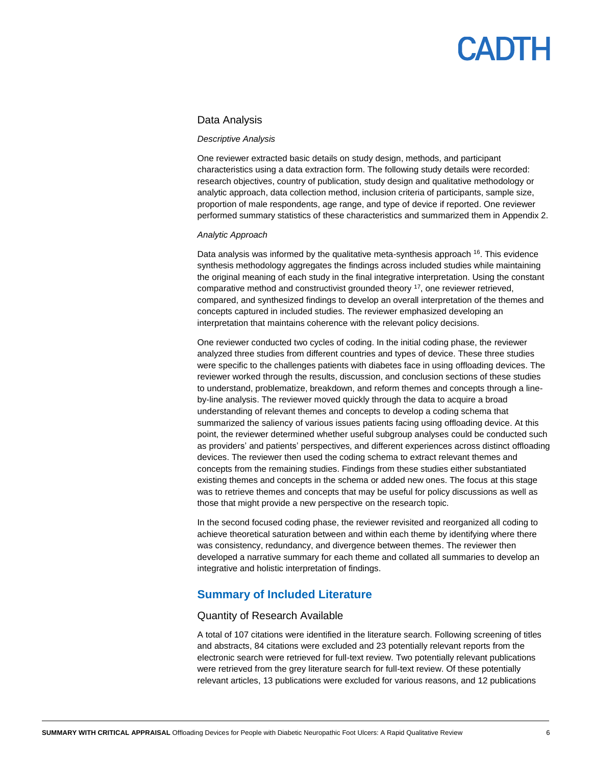### Data Analysis

*Descriptive Analysis*

One reviewer extracted basic details on study design, methods, and participant characteristics using a data extraction form. The following study details were recorded: research objectives, country of publication, study design and qualitative methodology or analytic approach, data collection method, inclusion criteria of participants, sample size, proportion of male respondents, age range, and type of device if reported. One reviewer performed summary statistics of these characteristics and summarized them in Appendix 2.

*Analytic Approach*

Data analysis was informed by the qualitative meta-synthesis approach [16]. This evidence synthesis methodology aggregates the findings across included studies while maintaining the original meaning of each study in the final integrative interpretation. Using the constant comparative method and constructivist grounded theory [17], one reviewer retrieved, compared, and synthesized findings to develop an overall interpretation of the themes and concepts captured in included studies. The reviewer emphasized developing an interpretation that maintains coherence with the relevant policy decisions.

One reviewer conducted two cycles of coding. In the initial coding phase, the reviewer analyzed three studies from different countries and types of device. These three studies were specific to the challenges patients with diabetes face in using offloading devices. The reviewer worked through the results, discussion, and conclusion sections of these studies to understand, problematize, breakdown, and reform themes and concepts through a line-by-line analysis. The reviewer moved quickly through the data to acquire a broad understanding of relevant themes and concepts to develop a coding schema that summarized the saliency of various issues patients facing using offloading device. At this point, the reviewer determined whether useful subgroup analyses could be conducted such as providers' and patients' perspectives, and different experiences across distinct offloading devices. The reviewer then used the coding schema to extract relevant themes and concepts from the remaining studies. Findings from these studies either substantiated existing themes and concepts in the schema or added new ones. The focus at this stage was to retrieve themes and concepts that may be useful for policy discussions as well as those that might provide a new perspective on the research topic.

In the second focused coding phase, the reviewer revisited and reorganized all coding to achieve theoretical saturation between and within each theme by identifying where there was consistency, redundancy, and divergence between themes. The reviewer then developed a narrative summary for each theme and collated all summaries to develop an integrative and holistic interpretation of findings.

## Summary of Included Literature

### Quantity of Research Available

A total of 107 citations were identified in the literature search. Following screening of titles and abstracts, 84 citations were excluded and 23 potentially relevant reports from the electronic search were retrieved for full-text review. Two potentially relevant publications were retrieved from the grey literature search for full-text review. Of these potentially relevant articles, 13 publications were excluded for various reasons, and 12 publications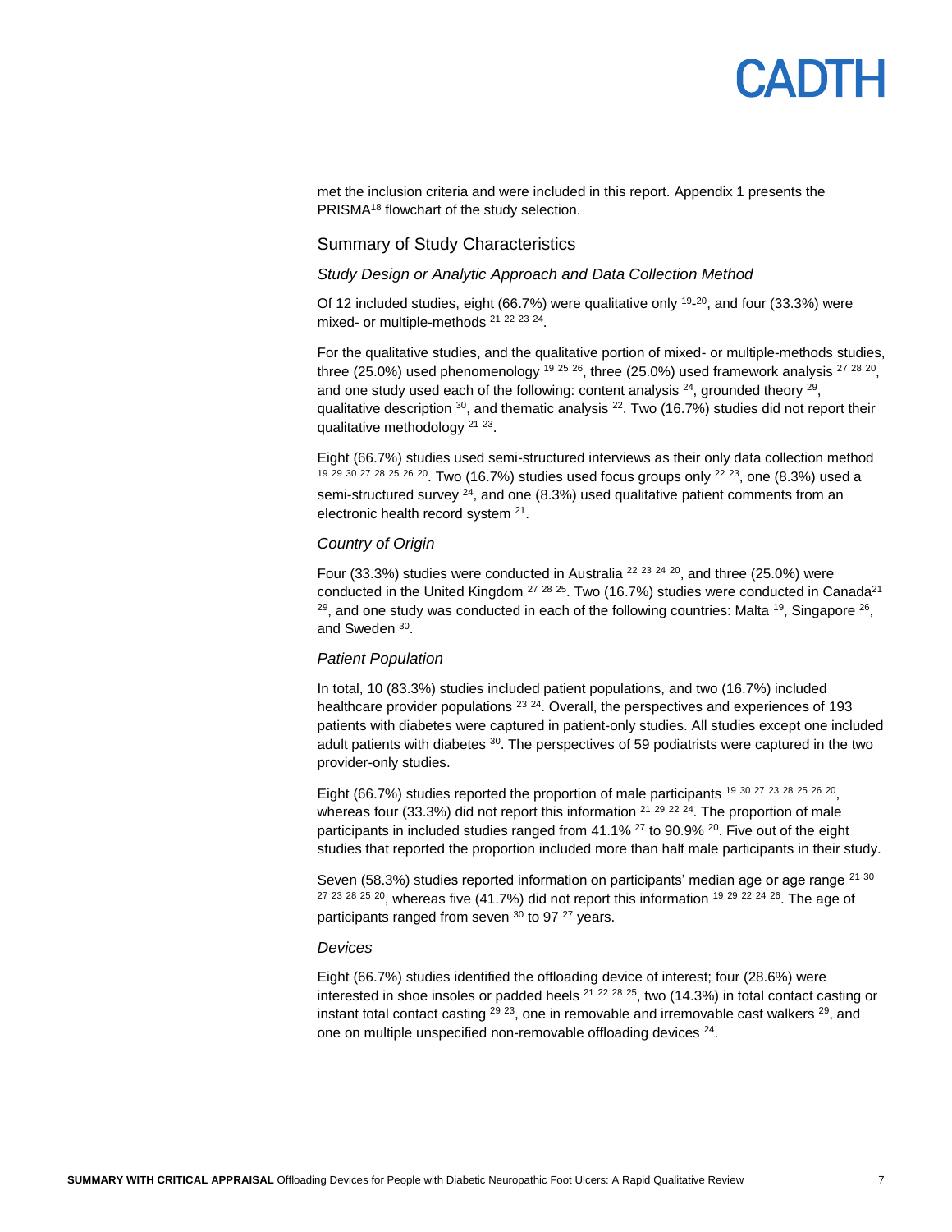met the inclusion criteria and were included in this report. Appendix 1 presents the PRISMA[18] flowchart of the study selection.

## Summary of Study Characteristics

### *Study Design or Analytic Approach and Data Collection Method*

Of 12 included studies, eight (66.7%) were qualitative only [19-20], and four (33.3%) were mixed- or multiple-methods [21 22 23 24].

For the qualitative studies, and the qualitative portion of mixed- or multiple-methods studies, three (25.0%) used phenomenology [19 25 26], three (25.0%) used framework analysis [27 28 20], and one study used each of the following: content analysis [24], grounded theory [29], qualitative description [30], and thematic analysis [22]. Two (16.7%) studies did not report their qualitative methodology [21 23].

Eight (66.7%) studies used semi-structured interviews as their only data collection method [19 29 30 27 28 25 26 20]. Two (16.7%) studies used focus groups only [22 23], one (8.3%) used a semi-structured survey [24], and one (8.3%) used qualitative patient comments from an electronic health record system [21].

### *Country of Origin*

Four (33.3%) studies were conducted in Australia [22 23 24 20], and three (25.0%) were conducted in the United Kingdom [27 28 25]. Two (16.7%) studies were conducted in Canada[21 29], and one study was conducted in each of the following countries: Malta [19], Singapore [26], and Sweden [30].

### *Patient Population*

In total, 10 (83.3%) studies included patient populations, and two (16.7%) included healthcare provider populations [23 24]. Overall, the perspectives and experiences of 193 patients with diabetes were captured in patient-only studies. All studies except one included adult patients with diabetes [30]. The perspectives of 59 podiatrists were captured in the two provider-only studies.

Eight (66.7%) studies reported the proportion of male participants [19 30 27 23 28 25 26 20], whereas four (33.3%) did not report this information [21 29 22 24]. The proportion of male participants in included studies ranged from 41.1% [27] to 90.9% [20]. Five out of the eight studies that reported the proportion included more than half male participants in their study.

Seven (58.3%) studies reported information on participants' median age or age range [21 30 27 23 28 25 20], whereas five (41.7%) did not report this information [19 29 22 24 26]. The age of participants ranged from seven [30] to 97 [27] years.

### *Devices*

Eight (66.7%) studies identified the offloading device of interest; four (28.6%) were interested in shoe insoles or padded heels [21 22 28 25], two (14.3%) in total contact casting or instant total contact casting [29 23], one in removable and irremovable cast walkers [29], and one on multiple unspecified non-removable offloading devices [24].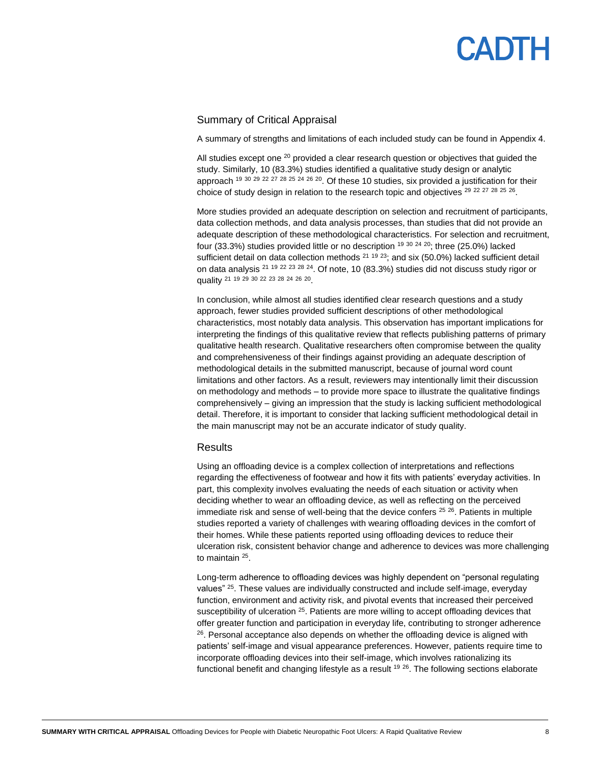## Summary of Critical Appraisal

A summary of strengths and limitations of each included study can be found in Appendix 4.

All studies except one [20] provided a clear research question or objectives that guided the study. Similarly, 10 (83.3%) studies identified a qualitative study design or analytic approach [19 30 29 22 27 28 25 24 26 20]. Of these 10 studies, six provided a justification for their choice of study design in relation to the research topic and objectives [29 22 27 28 25 26].

More studies provided an adequate description on selection and recruitment of participants, data collection methods, and data analysis processes, than studies that did not provide an adequate description of these methodological characteristics. For selection and recruitment, four (33.3%) studies provided little or no description [19 30 24 20]; three (25.0%) lacked sufficient detail on data collection methods [21 19 23]; and six (50.0%) lacked sufficient detail on data analysis [21 19 22 23 28 24]. Of note, 10 (83.3%) studies did not discuss study rigor or quality [21 19 29 30 22 23 28 24 26 20].

In conclusion, while almost all studies identified clear research questions and a study approach, fewer studies provided sufficient descriptions of other methodological characteristics, most notably data analysis. This observation has important implications for interpreting the findings of this qualitative review that reflects publishing patterns of primary qualitative health research. Qualitative researchers often compromise between the quality and comprehensiveness of their findings against providing an adequate description of methodological details in the submitted manuscript, because of journal word count limitations and other factors. As a result, reviewers may intentionally limit their discussion on methodology and methods – to provide more space to illustrate the qualitative findings comprehensively – giving an impression that the study is lacking sufficient methodological detail. Therefore, it is important to consider that lacking sufficient methodological detail in the main manuscript may not be an accurate indicator of study quality.

## Results

Using an offloading device is a complex collection of interpretations and reflections regarding the effectiveness of footwear and how it fits with patients' everyday activities. In part, this complexity involves evaluating the needs of each situation or activity when deciding whether to wear an offloading device, as well as reflecting on the perceived immediate risk and sense of well-being that the device confers [25 26]. Patients in multiple studies reported a variety of challenges with wearing offloading devices in the comfort of their homes. While these patients reported using offloading devices to reduce their ulceration risk, consistent behavior change and adherence to devices was more challenging to maintain [25].

Long-term adherence to offloading devices was highly dependent on "personal regulating values" [25]. These values are individually constructed and include self-image, everyday function, environment and activity risk, and pivotal events that increased their perceived susceptibility of ulceration [25]. Patients are more willing to accept offloading devices that offer greater function and participation in everyday life, contributing to stronger adherence [26]. Personal acceptance also depends on whether the offloading device is aligned with patients' self-image and visual appearance preferences. However, patients require time to incorporate offloading devices into their self-image, which involves rationalizing its functional benefit and changing lifestyle as a result [19 26]. The following sections elaborate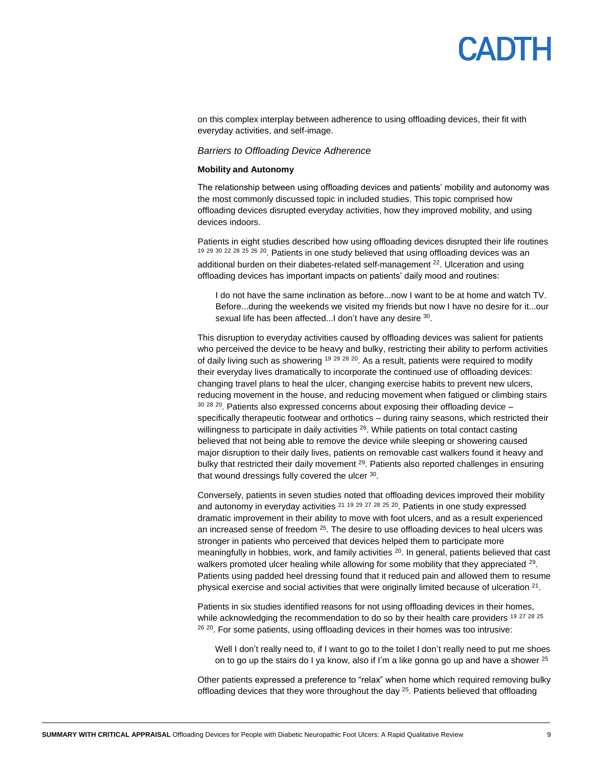on this complex interplay between adherence to using offloading devices, their fit with everyday activities, and self-image.

### *Barriers to Offloading Device Adherence*

#### **Mobility and Autonomy**

The relationship between using offloading devices and patients' mobility and autonomy was the most commonly discussed topic in included studies. This topic comprised how offloading devices disrupted everyday activities, how they improved mobility, and using devices indoors.

Patients in eight studies described how using offloading devices disrupted their life routines [19 29 30 22 28 25 26 20]. Patients in one study believed that using offloading devices was an additional burden on their diabetes-related self-management [22]. Ulceration and using offloading devices has important impacts on patients' daily mood and routines:

> I do not have the same inclination as before...now I want to be at home and watch TV. Before...during the weekends we visited my friends but now I have no desire for it...our sexual life has been affected...I don't have any desire [30].

This disruption to everyday activities caused by offloading devices was salient for patients who perceived the device to be heavy and bulky, restricting their ability to perform activities of daily living such as showering [19 29 28 20]. As a result, patients were required to modify their everyday lives dramatically to incorporate the continued use of offloading devices: changing travel plans to heal the ulcer, changing exercise habits to prevent new ulcers, reducing movement in the house, and reducing movement when fatigued or climbing stairs [30 28 20]. Patients also expressed concerns about exposing their offloading device – specifically therapeutic footwear and orthotics – during rainy seasons, which restricted their willingness to participate in daily activities [26]. While patients on total contact casting believed that not being able to remove the device while sleeping or showering caused major disruption to their daily lives, patients on removable cast walkers found it heavy and bulky that restricted their daily movement [29]. Patients also reported challenges in ensuring that wound dressings fully covered the ulcer [30].

Conversely, patients in seven studies noted that offloading devices improved their mobility and autonomy in everyday activities [21 19 29 27 28 25 20]. Patients in one study expressed dramatic improvement in their ability to move with foot ulcers, and as a result experienced an increased sense of freedom [25]. The desire to use offloading devices to heal ulcers was stronger in patients who perceived that devices helped them to participate more meaningfully in hobbies, work, and family activities [20]. In general, patients believed that cast walkers promoted ulcer healing while allowing for some mobility that they appreciated [29]. Patients using padded heel dressing found that it reduced pain and allowed them to resume physical exercise and social activities that were originally limited because of ulceration [21].

Patients in six studies identified reasons for not using offloading devices in their homes, while acknowledging the recommendation to do so by their health care providers [19 27 28 25 26 20]. For some patients, using offloading devices in their homes was too intrusive:

> Well I don't really need to, if I want to go to the toilet I don't really need to put me shoes on to go up the stairs do I ya know, also if I'm a like gonna go up and have a shower [25]

Other patients expressed a preference to "relax" when home which required removing bulky offloading devices that they wore throughout the day [25]. Patients believed that offloading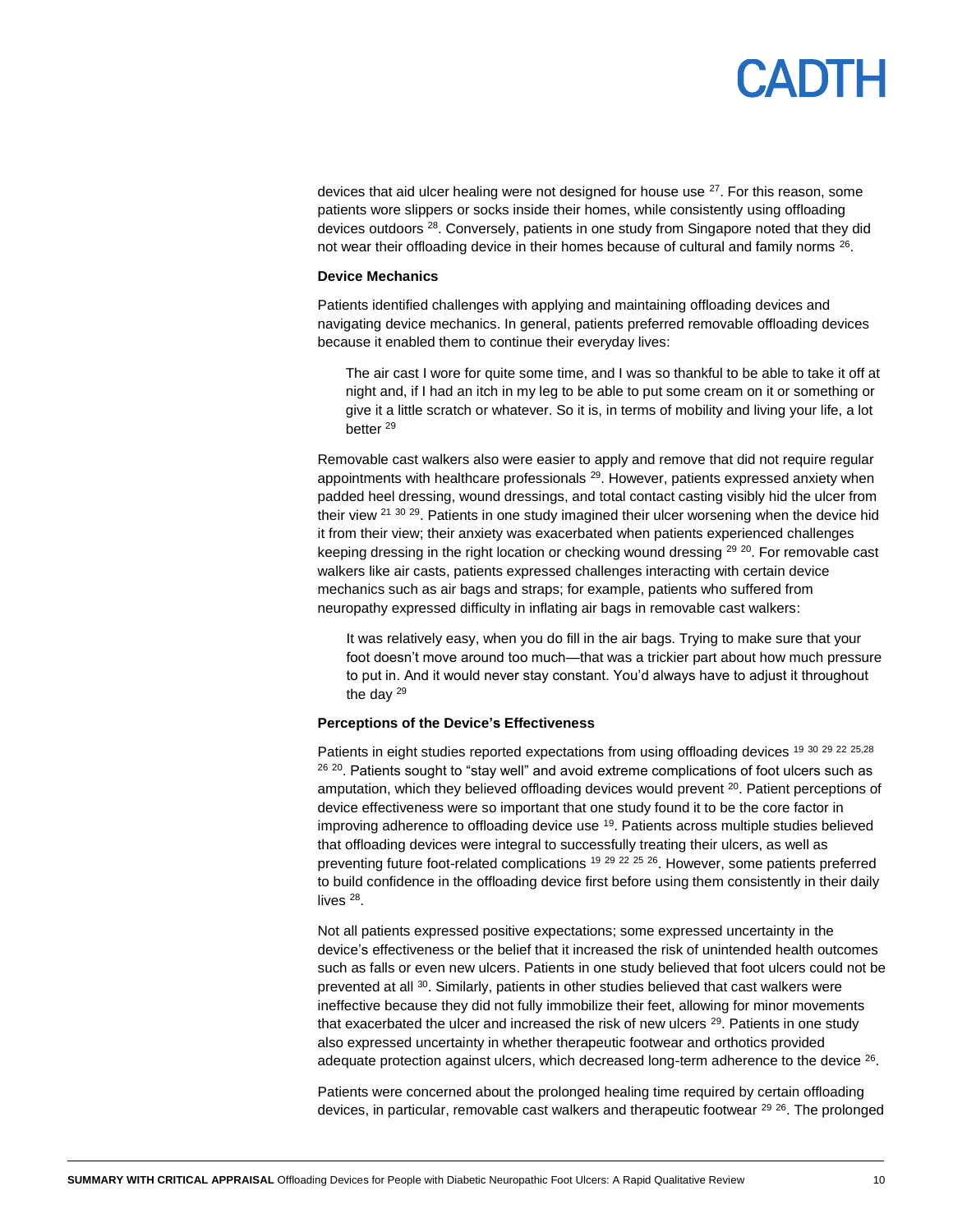devices that aid ulcer healing were not designed for house use [27]. For this reason, some patients wore slippers or socks inside their homes, while consistently using offloading devices outdoors [28]. Conversely, patients in one study from Singapore noted that they did not wear their offloading device in their homes because of cultural and family norms [26].

**Device Mechanics**

Patients identified challenges with applying and maintaining offloading devices and navigating device mechanics. In general, patients preferred removable offloading devices because it enabled them to continue their everyday lives:

> The air cast I wore for quite some time, and I was so thankful to be able to take it off at night and, if I had an itch in my leg to be able to put some cream on it or something or give it a little scratch or whatever. So it is, in terms of mobility and living your life, a lot better [29]

Removable cast walkers also were easier to apply and remove that did not require regular appointments with healthcare professionals [29]. However, patients expressed anxiety when padded heel dressing, wound dressings, and total contact casting visibly hid the ulcer from their view [21 30 29]. Patients in one study imagined their ulcer worsening when the device hid it from their view; their anxiety was exacerbated when patients experienced challenges keeping dressing in the right location or checking wound dressing [29 20]. For removable cast walkers like air casts, patients expressed challenges interacting with certain device mechanics such as air bags and straps; for example, patients who suffered from neuropathy expressed difficulty in inflating air bags in removable cast walkers:

> It was relatively easy, when you do fill in the air bags. Trying to make sure that your foot doesn't move around too much—that was a trickier part about how much pressure to put in. And it would never stay constant. You'd always have to adjust it throughout the day [29]

**Perceptions of the Device's Effectiveness**

Patients in eight studies reported expectations from using offloading devices [19 30 29 22 25,28 26 20]. Patients sought to "stay well" and avoid extreme complications of foot ulcers such as amputation, which they believed offloading devices would prevent [20]. Patient perceptions of device effectiveness were so important that one study found it to be the core factor in improving adherence to offloading device use [19]. Patients across multiple studies believed that offloading devices were integral to successfully treating their ulcers, as well as preventing future foot-related complications [19 29 22 25 26]. However, some patients preferred to build confidence in the offloading device first before using them consistently in their daily lives [28].

Not all patients expressed positive expectations; some expressed uncertainty in the device's effectiveness or the belief that it increased the risk of unintended health outcomes such as falls or even new ulcers. Patients in one study believed that foot ulcers could not be prevented at all [30]. Similarly, patients in other studies believed that cast walkers were ineffective because they did not fully immobilize their feet, allowing for minor movements that exacerbated the ulcer and increased the risk of new ulcers [29]. Patients in one study also expressed uncertainty in whether therapeutic footwear and orthotics provided adequate protection against ulcers, which decreased long-term adherence to the device [26].

Patients were concerned about the prolonged healing time required by certain offloading devices, in particular, removable cast walkers and therapeutic footwear [29 26]. The prolonged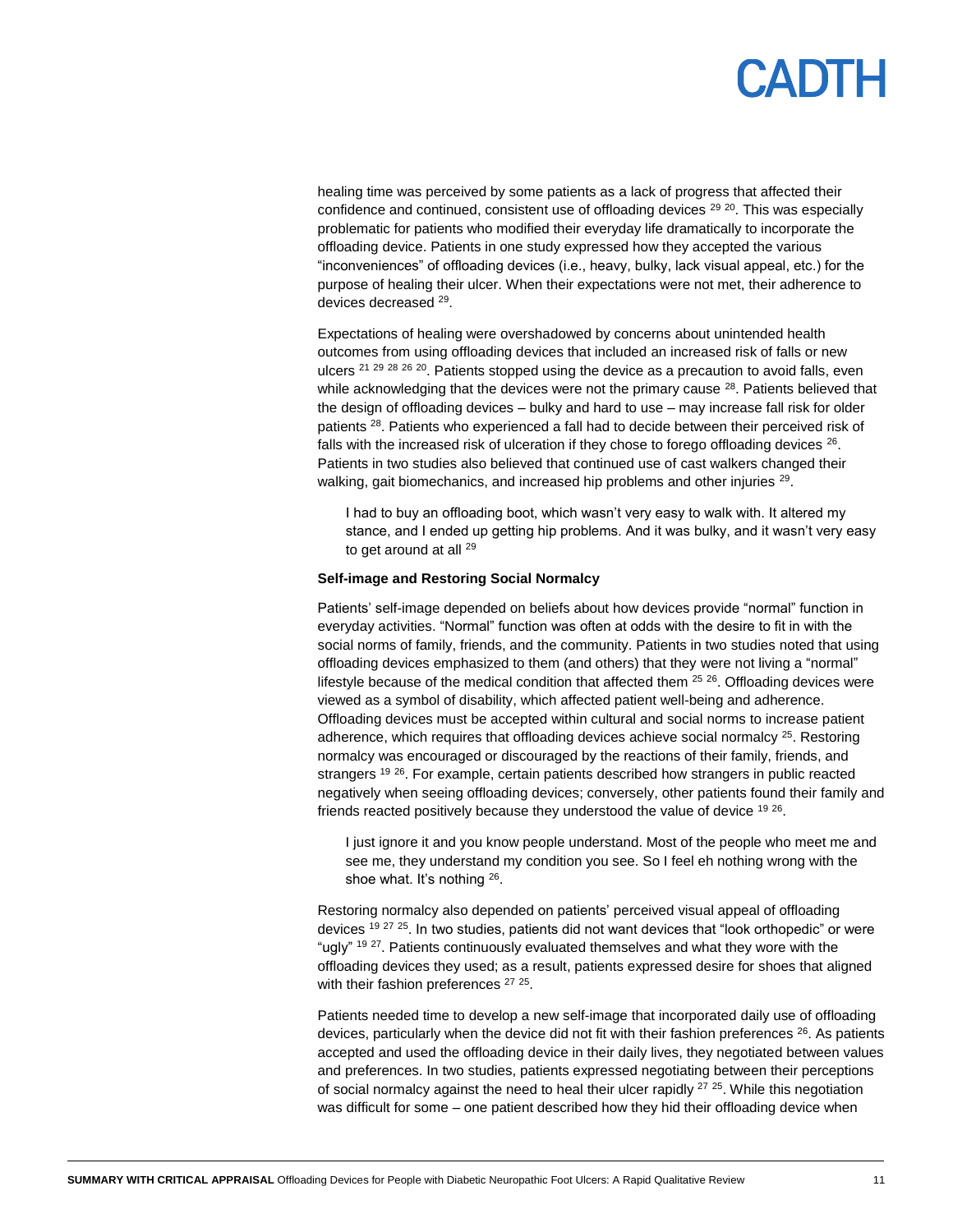healing time was perceived by some patients as a lack of progress that affected their confidence and continued, consistent use of offloading devices [29 20]. This was especially problematic for patients who modified their everyday life dramatically to incorporate the offloading device. Patients in one study expressed how they accepted the various "inconveniences" of offloading devices (i.e., heavy, bulky, lack visual appeal, etc.) for the purpose of healing their ulcer. When their expectations were not met, their adherence to devices decreased [29].

Expectations of healing were overshadowed by concerns about unintended health outcomes from using offloading devices that included an increased risk of falls or new ulcers [21 29 28 26 20]. Patients stopped using the device as a precaution to avoid falls, even while acknowledging that the devices were not the primary cause [28]. Patients believed that the design of offloading devices – bulky and hard to use – may increase fall risk for older patients [28]. Patients who experienced a fall had to decide between their perceived risk of falls with the increased risk of ulceration if they chose to forego offloading devices [26]. Patients in two studies also believed that continued use of cast walkers changed their walking, gait biomechanics, and increased hip problems and other injuries [29].

> I had to buy an offloading boot, which wasn't very easy to walk with. It altered my stance, and I ended up getting hip problems. And it was bulky, and it wasn't very easy to get around at all [29]

**Self-image and Restoring Social Normalcy**

Patients' self-image depended on beliefs about how devices provide "normal" function in everyday activities. "Normal" function was often at odds with the desire to fit in with the social norms of family, friends, and the community. Patients in two studies noted that using offloading devices emphasized to them (and others) that they were not living a "normal" lifestyle because of the medical condition that affected them [25 26]. Offloading devices were viewed as a symbol of disability, which affected patient well-being and adherence. Offloading devices must be accepted within cultural and social norms to increase patient adherence, which requires that offloading devices achieve social normalcy [25]. Restoring normalcy was encouraged or discouraged by the reactions of their family, friends, and strangers [19 26]. For example, certain patients described how strangers in public reacted negatively when seeing offloading devices; conversely, other patients found their family and friends reacted positively because they understood the value of device [19 26].

> I just ignore it and you know people understand. Most of the people who meet me and see me, they understand my condition you see. So I feel eh nothing wrong with the shoe what. It's nothing [26].

Restoring normalcy also depended on patients' perceived visual appeal of offloading devices [19 27 25]. In two studies, patients did not want devices that "look orthopedic" or were "ugly" [19 27]. Patients continuously evaluated themselves and what they wore with the offloading devices they used; as a result, patients expressed desire for shoes that aligned with their fashion preferences [27 25].

Patients needed time to develop a new self-image that incorporated daily use of offloading devices, particularly when the device did not fit with their fashion preferences [26]. As patients accepted and used the offloading device in their daily lives, they negotiated between values and preferences. In two studies, patients expressed negotiating between their perceptions of social normalcy against the need to heal their ulcer rapidly [27 25]. While this negotiation was difficult for some – one patient described how they hid their offloading device when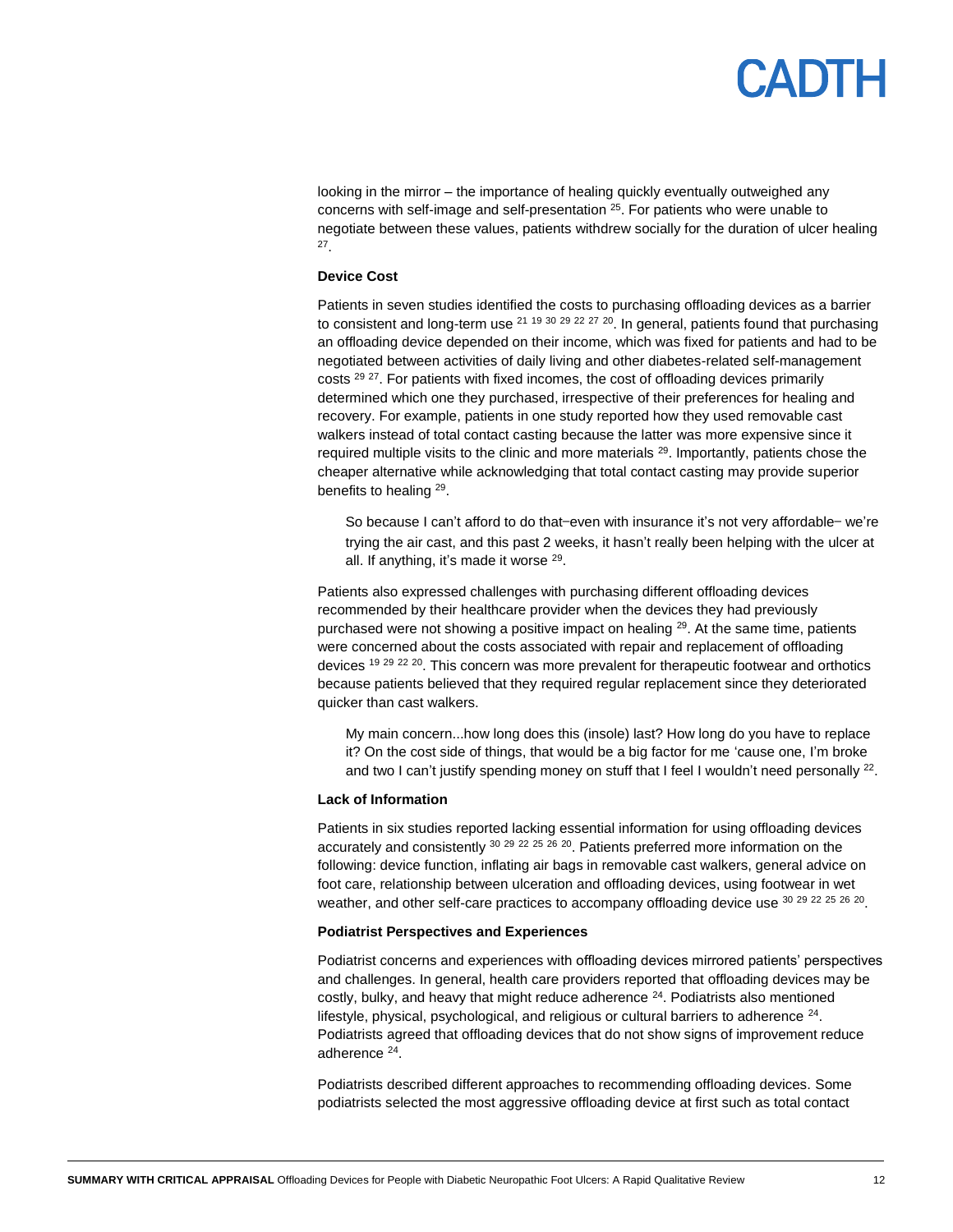looking in the mirror – the importance of healing quickly eventually outweighed any concerns with self-image and self-presentation [25]. For patients who were unable to negotiate between these values, patients withdrew socially for the duration of ulcer healing [27].

**Device Cost**

Patients in seven studies identified the costs to purchasing offloading devices as a barrier to consistent and long-term use [21 19 30 29 22 27 20]. In general, patients found that purchasing an offloading device depended on their income, which was fixed for patients and had to be negotiated between activities of daily living and other diabetes-related self-management costs [29 27]. For patients with fixed incomes, the cost of offloading devices primarily determined which one they purchased, irrespective of their preferences for healing and recovery. For example, patients in one study reported how they used removable cast walkers instead of total contact casting because the latter was more expensive since it required multiple visits to the clinic and more materials [29]. Importantly, patients chose the cheaper alternative while acknowledging that total contact casting may provide superior benefits to healing [29].

> So because I can't afford to do that‒even with insurance it's not very affordable‒ we're trying the air cast, and this past 2 weeks, it hasn't really been helping with the ulcer at all. If anything, it's made it worse [29].

Patients also expressed challenges with purchasing different offloading devices recommended by their healthcare provider when the devices they had previously purchased were not showing a positive impact on healing [29]. At the same time, patients were concerned about the costs associated with repair and replacement of offloading devices [19 29 22 20]. This concern was more prevalent for therapeutic footwear and orthotics because patients believed that they required regular replacement since they deteriorated quicker than cast walkers.

> My main concern...how long does this (insole) last? How long do you have to replace it? On the cost side of things, that would be a big factor for me 'cause one, I'm broke and two I can't justify spending money on stuff that I feel I wouldn't need personally [22].

**Lack of Information**

Patients in six studies reported lacking essential information for using offloading devices accurately and consistently [30 29 22 25 26 20]. Patients preferred more information on the following: device function, inflating air bags in removable cast walkers, general advice on foot care, relationship between ulceration and offloading devices, using footwear in wet weather, and other self-care practices to accompany offloading device use [30 29 22 25 26 20].

**Podiatrist Perspectives and Experiences**

Podiatrist concerns and experiences with offloading devices mirrored patients' perspectives and challenges. In general, health care providers reported that offloading devices may be costly, bulky, and heavy that might reduce adherence [24]. Podiatrists also mentioned lifestyle, physical, psychological, and religious or cultural barriers to adherence [24]. Podiatrists agreed that offloading devices that do not show signs of improvement reduce adherence [24].

Podiatrists described different approaches to recommending offloading devices. Some podiatrists selected the most aggressive offloading device at first such as total contact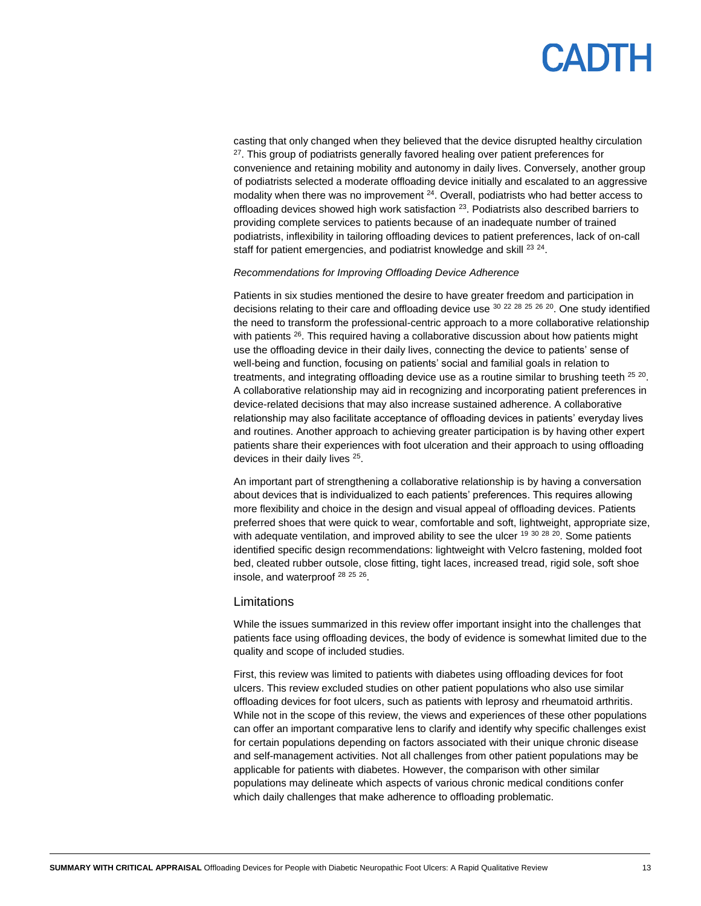casting that only changed when they believed that the device disrupted healthy circulation [27]. This group of podiatrists generally favored healing over patient preferences for convenience and retaining mobility and autonomy in daily lives. Conversely, another group of podiatrists selected a moderate offloading device initially and escalated to an aggressive modality when there was no improvement [24]. Overall, podiatrists who had better access to offloading devices showed high work satisfaction [23]. Podiatrists also described barriers to providing complete services to patients because of an inadequate number of trained podiatrists, inflexibility in tailoring offloading devices to patient preferences, lack of on-call staff for patient emergencies, and podiatrist knowledge and skill [23 24].

*Recommendations for Improving Offloading Device Adherence*

Patients in six studies mentioned the desire to have greater freedom and participation in decisions relating to their care and offloading device use [30 22 28 25 26 20]. One study identified the need to transform the professional-centric approach to a more collaborative relationship with patients [26]. This required having a collaborative discussion about how patients might use the offloading device in their daily lives, connecting the device to patients' sense of well-being and function, focusing on patients' social and familial goals in relation to treatments, and integrating offloading device use as a routine similar to brushing teeth [25 20]. A collaborative relationship may aid in recognizing and incorporating patient preferences in device-related decisions that may also increase sustained adherence. A collaborative relationship may also facilitate acceptance of offloading devices in patients' everyday lives and routines. Another approach to achieving greater participation is by having other expert patients share their experiences with foot ulceration and their approach to using offloading devices in their daily lives [25].

An important part of strengthening a collaborative relationship is by having a conversation about devices that is individualized to each patients' preferences. This requires allowing more flexibility and choice in the design and visual appeal of offloading devices. Patients preferred shoes that were quick to wear, comfortable and soft, lightweight, appropriate size, with adequate ventilation, and improved ability to see the ulcer [19 30 28 20]. Some patients identified specific design recommendations: lightweight with Velcro fastening, molded foot bed, cleated rubber outsole, close fitting, tight laces, increased tread, rigid sole, soft shoe insole, and waterproof [28 25 26].

## Limitations

While the issues summarized in this review offer important insight into the challenges that patients face using offloading devices, the body of evidence is somewhat limited due to the quality and scope of included studies.

First, this review was limited to patients with diabetes using offloading devices for foot ulcers. This review excluded studies on other patient populations who also use similar offloading devices for foot ulcers, such as patients with leprosy and rheumatoid arthritis. While not in the scope of this review, the views and experiences of these other populations can offer an important comparative lens to clarify and identify why specific challenges exist for certain populations depending on factors associated with their unique chronic disease and self-management activities. Not all challenges from other patient populations may be applicable for patients with diabetes. However, the comparison with other similar populations may delineate which aspects of various chronic medical conditions confer which daily challenges that make adherence to offloading problematic.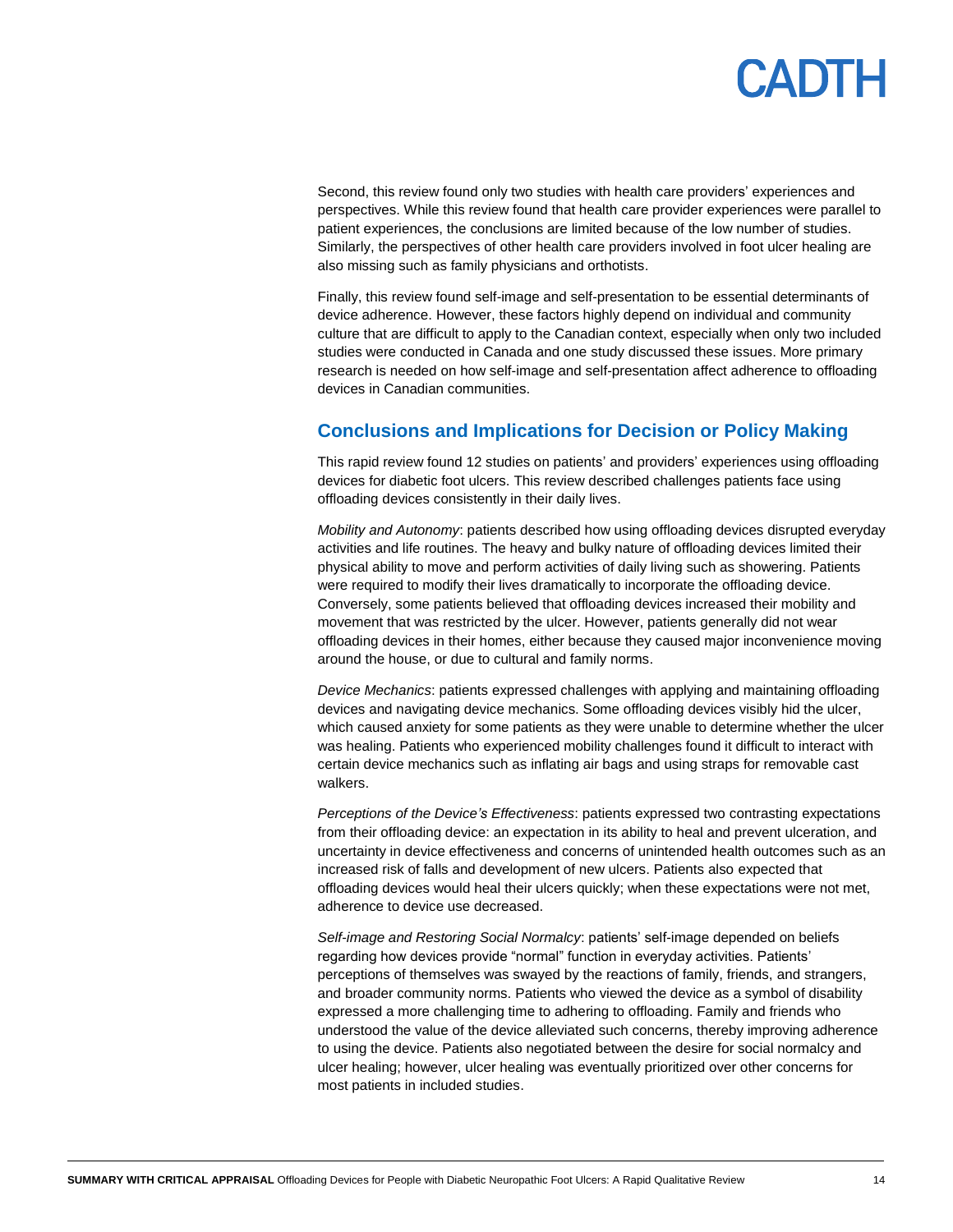Second, this review found only two studies with health care providers' experiences and perspectives. While this review found that health care provider experiences were parallel to patient experiences, the conclusions are limited because of the low number of studies. Similarly, the perspectives of other health care providers involved in foot ulcer healing are also missing such as family physicians and orthotists.

Finally, this review found self-image and self-presentation to be essential determinants of device adherence. However, these factors highly depend on individual and community culture that are difficult to apply to the Canadian context, especially when only two included studies were conducted in Canada and one study discussed these issues. More primary research is needed on how self-image and self-presentation affect adherence to offloading devices in Canadian communities.

## Conclusions and Implications for Decision or Policy Making

This rapid review found 12 studies on patients' and providers' experiences using offloading devices for diabetic foot ulcers. This review described challenges patients face using offloading devices consistently in their daily lives.

*Mobility and Autonomy*: patients described how using offloading devices disrupted everyday activities and life routines. The heavy and bulky nature of offloading devices limited their physical ability to move and perform activities of daily living such as showering. Patients were required to modify their lives dramatically to incorporate the offloading device. Conversely, some patients believed that offloading devices increased their mobility and movement that was restricted by the ulcer. However, patients generally did not wear offloading devices in their homes, either because they caused major inconvenience moving around the house, or due to cultural and family norms.

*Device Mechanics*: patients expressed challenges with applying and maintaining offloading devices and navigating device mechanics. Some offloading devices visibly hid the ulcer, which caused anxiety for some patients as they were unable to determine whether the ulcer was healing. Patients who experienced mobility challenges found it difficult to interact with certain device mechanics such as inflating air bags and using straps for removable cast walkers.

*Perceptions of the Device's Effectiveness*: patients expressed two contrasting expectations from their offloading device: an expectation in its ability to heal and prevent ulceration, and uncertainty in device effectiveness and concerns of unintended health outcomes such as an increased risk of falls and development of new ulcers. Patients also expected that offloading devices would heal their ulcers quickly; when these expectations were not met, adherence to device use decreased.

*Self-image and Restoring Social Normalcy*: patients' self-image depended on beliefs regarding how devices provide "normal" function in everyday activities. Patients' perceptions of themselves was swayed by the reactions of family, friends, and strangers, and broader community norms. Patients who viewed the device as a symbol of disability expressed a more challenging time to adhering to offloading. Family and friends who understood the value of the device alleviated such concerns, thereby improving adherence to using the device. Patients also negotiated between the desire for social normalcy and ulcer healing; however, ulcer healing was eventually prioritized over other concerns for most patients in included studies.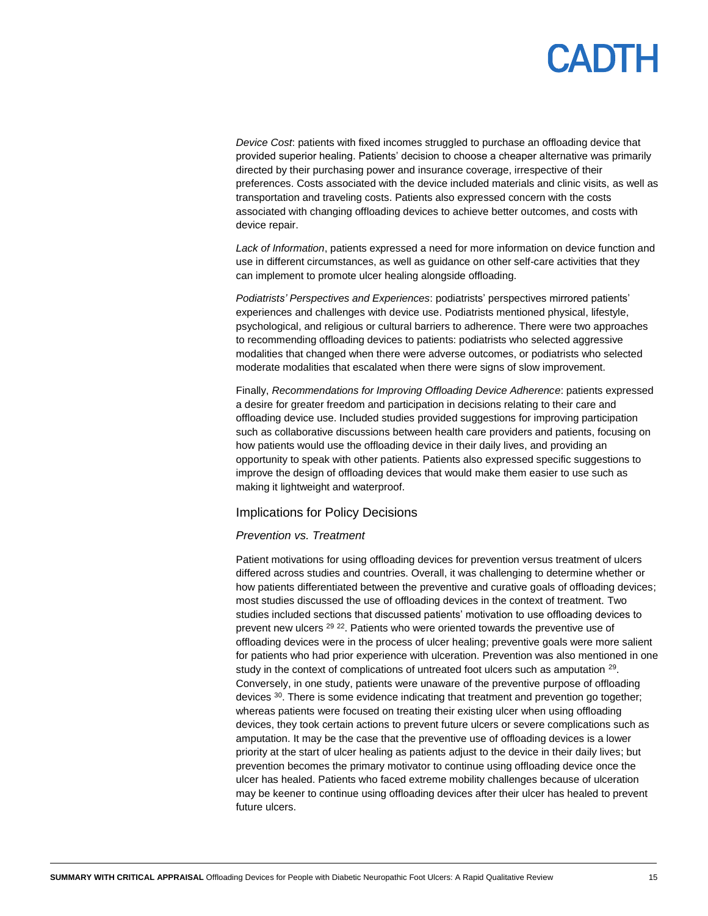*Device Cost*: patients with fixed incomes struggled to purchase an offloading device that provided superior healing. Patients' decision to choose a cheaper alternative was primarily directed by their purchasing power and insurance coverage, irrespective of their preferences. Costs associated with the device included materials and clinic visits, as well as transportation and traveling costs. Patients also expressed concern with the costs associated with changing offloading devices to achieve better outcomes, and costs with device repair.

*Lack of Information*, patients expressed a need for more information on device function and use in different circumstances, as well as guidance on other self-care activities that they can implement to promote ulcer healing alongside offloading.

*Podiatrists' Perspectives and Experiences*: podiatrists' perspectives mirrored patients' experiences and challenges with device use. Podiatrists mentioned physical, lifestyle, psychological, and religious or cultural barriers to adherence. There were two approaches to recommending offloading devices to patients: podiatrists who selected aggressive modalities that changed when there were adverse outcomes, or podiatrists who selected moderate modalities that escalated when there were signs of slow improvement.

Finally, *Recommendations for Improving Offloading Device Adherence*: patients expressed a desire for greater freedom and participation in decisions relating to their care and offloading device use. Included studies provided suggestions for improving participation such as collaborative discussions between health care providers and patients, focusing on how patients would use the offloading device in their daily lives, and providing an opportunity to speak with other patients. Patients also expressed specific suggestions to improve the design of offloading devices that would make them easier to use such as making it lightweight and waterproof.

## Implications for Policy Decisions

### *Prevention vs. Treatment*

Patient motivations for using offloading devices for prevention versus treatment of ulcers differed across studies and countries. Overall, it was challenging to determine whether or how patients differentiated between the preventive and curative goals of offloading devices; most studies discussed the use of offloading devices in the context of treatment. Two studies included sections that discussed patients' motivation to use offloading devices to prevent new ulcers [29 22]. Patients who were oriented towards the preventive use of offloading devices were in the process of ulcer healing; preventive goals were more salient for patients who had prior experience with ulceration. Prevention was also mentioned in one study in the context of complications of untreated foot ulcers such as amputation [29]. Conversely, in one study, patients were unaware of the preventive purpose of offloading devices [30]. There is some evidence indicating that treatment and prevention go together; whereas patients were focused on treating their existing ulcer when using offloading devices, they took certain actions to prevent future ulcers or severe complications such as amputation. It may be the case that the preventive use of offloading devices is a lower priority at the start of ulcer healing as patients adjust to the device in their daily lives; but prevention becomes the primary motivator to continue using offloading device once the ulcer has healed. Patients who faced extreme mobility challenges because of ulceration may be keener to continue using offloading devices after their ulcer has healed to prevent future ulcers.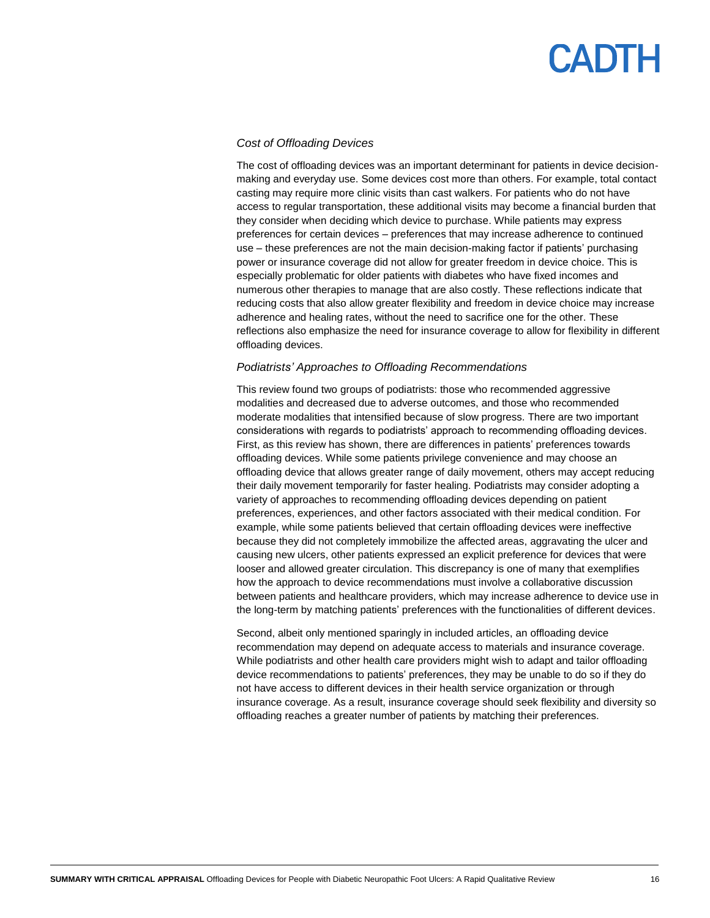*Cost of Offloading Devices*

The cost of offloading devices was an important determinant for patients in device decision-making and everyday use. Some devices cost more than others. For example, total contact casting may require more clinic visits than cast walkers. For patients who do not have access to regular transportation, these additional visits may become a financial burden that they consider when deciding which device to purchase. While patients may express preferences for certain devices – preferences that may increase adherence to continued use – these preferences are not the main decision-making factor if patients' purchasing power or insurance coverage did not allow for greater freedom in device choice. This is especially problematic for older patients with diabetes who have fixed incomes and numerous other therapies to manage that are also costly. These reflections indicate that reducing costs that also allow greater flexibility and freedom in device choice may increase adherence and healing rates, without the need to sacrifice one for the other. These reflections also emphasize the need for insurance coverage to allow for flexibility in different offloading devices.

*Podiatrists' Approaches to Offloading Recommendations*

This review found two groups of podiatrists: those who recommended aggressive modalities and decreased due to adverse outcomes, and those who recommended moderate modalities that intensified because of slow progress. There are two important considerations with regards to podiatrists' approach to recommending offloading devices. First, as this review has shown, there are differences in patients' preferences towards offloading devices. While some patients privilege convenience and may choose an offloading device that allows greater range of daily movement, others may accept reducing their daily movement temporarily for faster healing. Podiatrists may consider adopting a variety of approaches to recommending offloading devices depending on patient preferences, experiences, and other factors associated with their medical condition. For example, while some patients believed that certain offloading devices were ineffective because they did not completely immobilize the affected areas, aggravating the ulcer and causing new ulcers, other patients expressed an explicit preference for devices that were looser and allowed greater circulation. This discrepancy is one of many that exemplifies how the approach to device recommendations must involve a collaborative discussion between patients and healthcare providers, which may increase adherence to device use in the long-term by matching patients' preferences with the functionalities of different devices.

Second, albeit only mentioned sparingly in included articles, an offloading device recommendation may depend on adequate access to materials and insurance coverage. While podiatrists and other health care providers might wish to adapt and tailor offloading device recommendations to patients' preferences, they may be unable to do so if they do not have access to different devices in their health service organization or through insurance coverage. As a result, insurance coverage should seek flexibility and diversity so offloading reaches a greater number of patients by matching their preferences.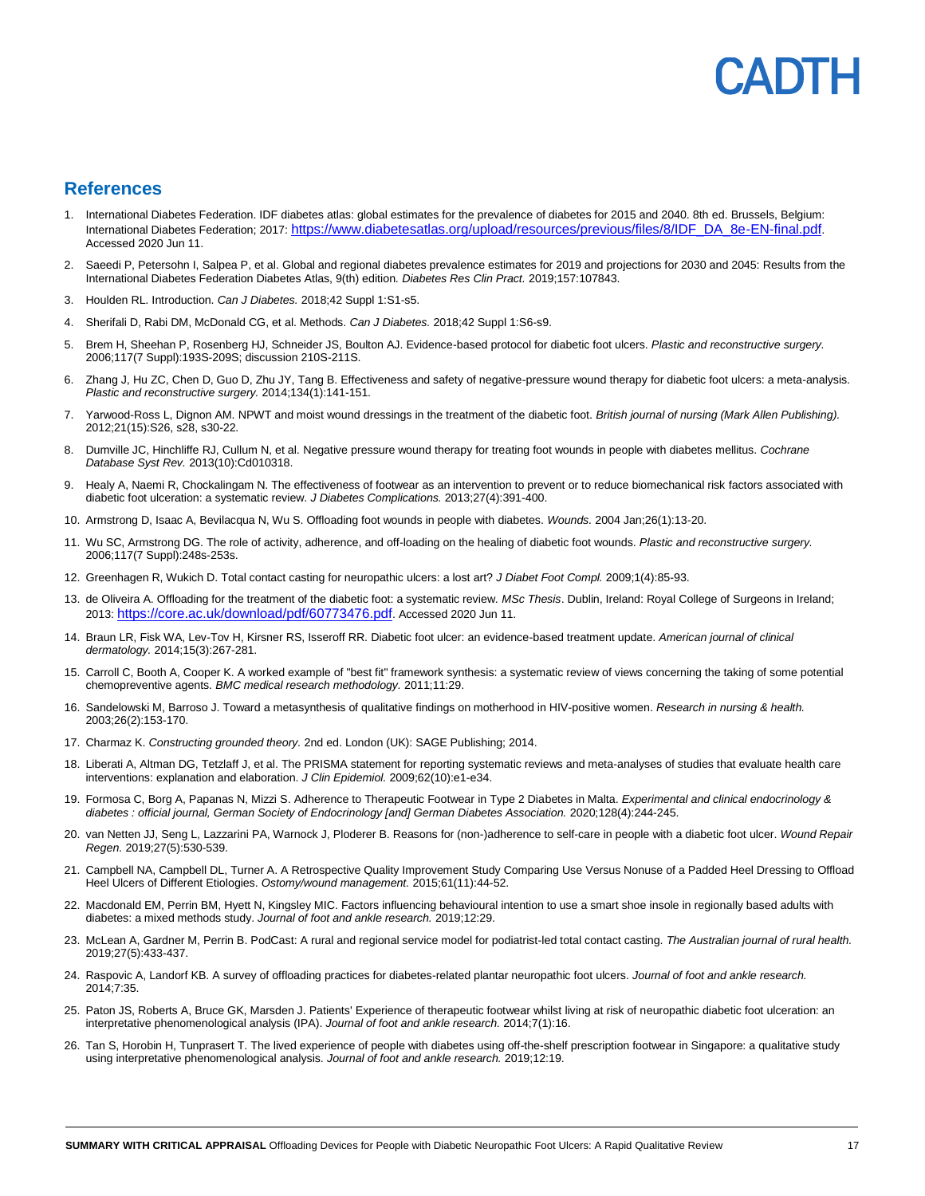## References

1. International Diabetes Federation. IDF diabetes atlas: global estimates for the prevalence of diabetes for 2015 and 2040. 8th ed. Brussels, Belgium: International Diabetes Federation; 2017: https://www.diabetesatlas.org/upload/resources/previous/files/8/IDF_DA_8e-EN-final.pdf. Accessed 2020 Jun 11.
2. Saeedi P, Petersohn I, Salpea P, et al. Global and regional diabetes prevalence estimates for 2019 and projections for 2030 and 2045: Results from the International Diabetes Federation Diabetes Atlas, 9(th) edition. *Diabetes Res Clin Pract.* 2019;157:107843.
3. Houlden RL. Introduction. *Can J Diabetes.* 2018;42 Suppl 1:S1-s5.
4. Sherifali D, Rabi DM, McDonald CG, et al. Methods. *Can J Diabetes.* 2018;42 Suppl 1:S6-s9.
5. Brem H, Sheehan P, Rosenberg HJ, Schneider JS, Boulton AJ. Evidence-based protocol for diabetic foot ulcers. *Plastic and reconstructive surgery.* 2006;117(7 Suppl):193S-209S; discussion 210S-211S.
6. Zhang J, Hu ZC, Chen D, Guo D, Zhu JY, Tang B. Effectiveness and safety of negative-pressure wound therapy for diabetic foot ulcers: a meta-analysis. *Plastic and reconstructive surgery.* 2014;134(1):141-151.
7. Yarwood-Ross L, Dignon AM. NPWT and moist wound dressings in the treatment of the diabetic foot. *British journal of nursing (Mark Allen Publishing).* 2012;21(15):S26, s28, s30-22.
8. Dumville JC, Hinchliffe RJ, Cullum N, et al. Negative pressure wound therapy for treating foot wounds in people with diabetes mellitus. *Cochrane Database Syst Rev.* 2013(10):Cd010318.
9. Healy A, Naemi R, Chockalingam N. The effectiveness of footwear as an intervention to prevent or to reduce biomechanical risk factors associated with diabetic foot ulceration: a systematic review. *J Diabetes Complications.* 2013;27(4):391-400.
10. Armstrong D, Isaac A, Bevilacqua N, Wu S. Offloading foot wounds in people with diabetes. *Wounds.* 2004 Jan;26(1):13-20.
11. Wu SC, Armstrong DG. The role of activity, adherence, and off-loading on the healing of diabetic foot wounds. *Plastic and reconstructive surgery.* 2006;117(7 Suppl):248s-253s.
12. Greenhagen R, Wukich D. Total contact casting for neuropathic ulcers: a lost art? *J Diabet Foot Compl.* 2009;1(4):85-93.
13. de Oliveira A. Offloading for the treatment of the diabetic foot: a systematic review. *MSc Thesis*. Dublin, Ireland: Royal College of Surgeons in Ireland; 2013: https://core.ac.uk/download/pdf/60773476.pdf. Accessed 2020 Jun 11.
14. Braun LR, Fisk WA, Lev-Tov H, Kirsner RS, Isseroff RR. Diabetic foot ulcer: an evidence-based treatment update. *American journal of clinical dermatology.* 2014;15(3):267-281.
15. Carroll C, Booth A, Cooper K. A worked example of "best fit" framework synthesis: a systematic review of views concerning the taking of some potential chemopreventive agents. *BMC medical research methodology.* 2011;11:29.
16. Sandelowski M, Barroso J. Toward a metasynthesis of qualitative findings on motherhood in HIV-positive women. *Research in nursing & health.* 2003;26(2):153-170.
17. Charmaz K. *Constructing grounded theory.* 2nd ed. London (UK): SAGE Publishing; 2014.
18. Liberati A, Altman DG, Tetzlaff J, et al. The PRISMA statement for reporting systematic reviews and meta-analyses of studies that evaluate health care interventions: explanation and elaboration. *J Clin Epidemiol.* 2009;62(10):e1-e34.
19. Formosa C, Borg A, Papanas N, Mizzi S. Adherence to Therapeutic Footwear in Type 2 Diabetes in Malta. *Experimental and clinical endocrinology & diabetes : official journal, German Society of Endocrinology [and] German Diabetes Association.* 2020;128(4):244-245.
20. van Netten JJ, Seng L, Lazzarini PA, Warnock J, Ploderer B. Reasons for (non-)adherence to self-care in people with a diabetic foot ulcer. *Wound Repair Regen.* 2019;27(5):530-539.
21. Campbell NA, Campbell DL, Turner A. A Retrospective Quality Improvement Study Comparing Use Versus Nonuse of a Padded Heel Dressing to Offload Heel Ulcers of Different Etiologies. *Ostomy/wound management.* 2015;61(11):44-52.
22. Macdonald EM, Perrin BM, Hyett N, Kingsley MIC. Factors influencing behavioural intention to use a smart shoe insole in regionally based adults with diabetes: a mixed methods study. *Journal of foot and ankle research.* 2019;12:29.
23. McLean A, Gardner M, Perrin B. PodCast: A rural and regional service model for podiatrist-led total contact casting. *The Australian journal of rural health.* 2019;27(5):433-437.
24. Raspovic A, Landorf KB. A survey of offloading practices for diabetes-related plantar neuropathic foot ulcers. *Journal of foot and ankle research.* 2014;7:35.
25. Paton JS, Roberts A, Bruce GK, Marsden J. Patients' Experience of therapeutic footwear whilst living at risk of neuropathic diabetic foot ulceration: an interpretative phenomenological analysis (IPA). *Journal of foot and ankle research.* 2014;7(1):16.
26. Tan S, Horobin H, Tunprasert T. The lived experience of people with diabetes using off-the-shelf prescription footwear in Singapore: a qualitative study using interpretative phenomenological analysis. *Journal of foot and ankle research.* 2019;12:19.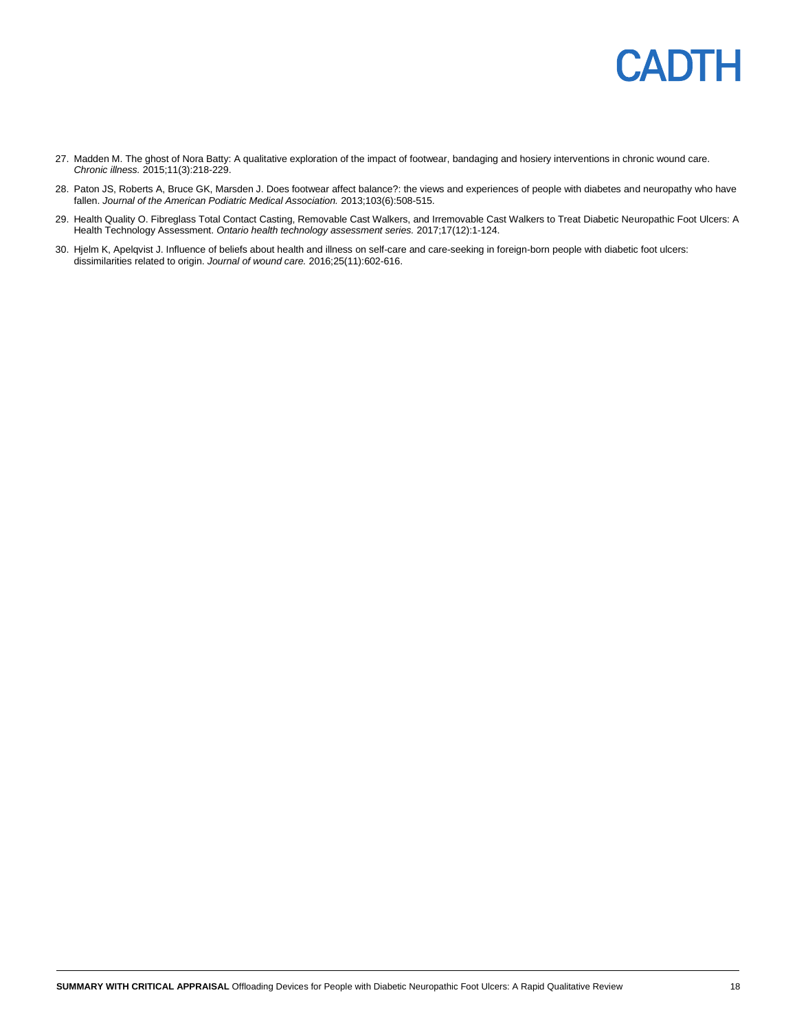27. Madden M. The ghost of Nora Batty: A qualitative exploration of the impact of footwear, bandaging and hosiery interventions in chronic wound care. *Chronic illness.* 2015;11(3):218-229.

28. Paton JS, Roberts A, Bruce GK, Marsden J. Does footwear affect balance?: the views and experiences of people with diabetes and neuropathy who have fallen. *Journal of the American Podiatric Medical Association.* 2013;103(6):508-515.

29. Health Quality O. Fibreglass Total Contact Casting, Removable Cast Walkers, and Irremovable Cast Walkers to Treat Diabetic Neuropathic Foot Ulcers: A Health Technology Assessment. *Ontario health technology assessment series.* 2017;17(12):1-124.

30. Hjelm K, Apelqvist J. Influence of beliefs about health and illness on self-care and care-seeking in foreign-born people with diabetic foot ulcers: dissimilarities related to origin. *Journal of wound care.* 2016;25(11):602-616.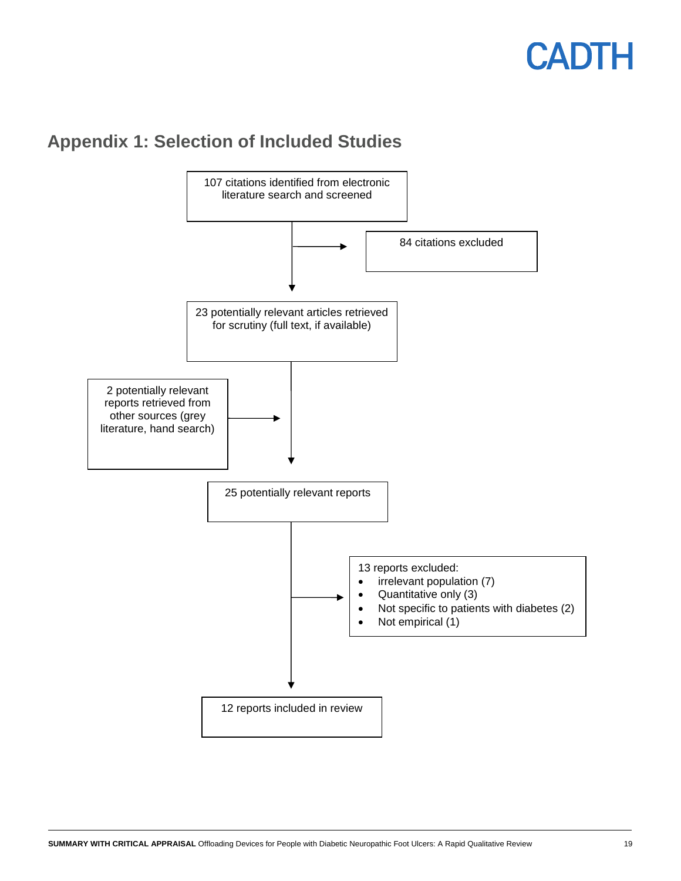## Appendix 1: Selection of Included Studies

107 citations identified from electronic literature search and screened

→ 84 citations excluded

23 potentially relevant articles retrieved for scrutiny (full text, if available)

2 potentially relevant reports retrieved from other sources (grey literature, hand search)

25 potentially relevant reports

→ 13 reports excluded:
- irrelevant population (7)
- Quantitative only (3)
- Not specific to patients with diabetes (2)
- Not empirical (1)

12 reports included in review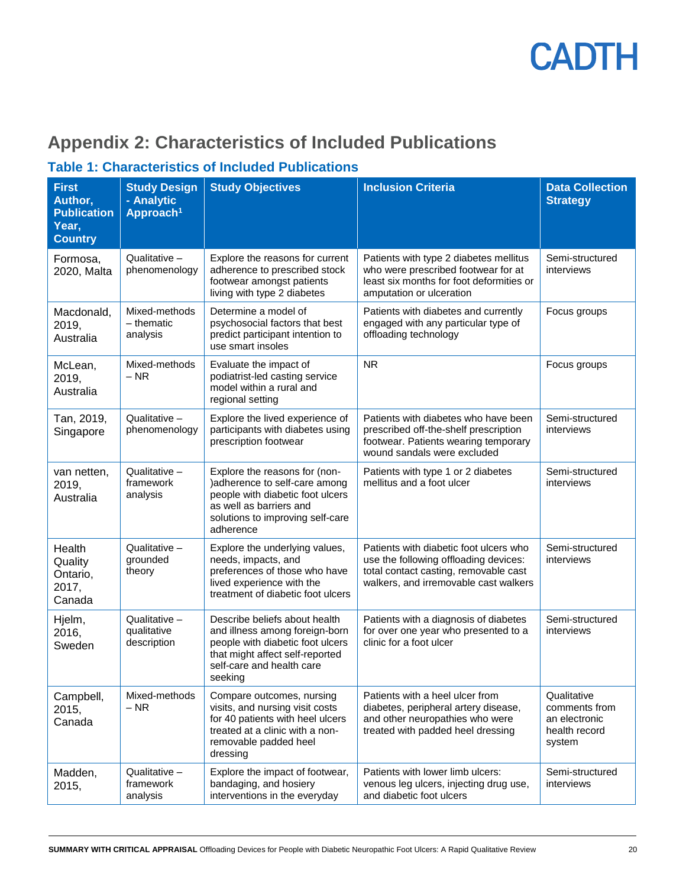# Appendix 2: Characteristics of Included Publications

## Table 1: Characteristics of Included Publications

| First Author, Publication Year, Country | Study Design - Analytic Approach[1] | Study Objectives | Inclusion Criteria | Data Collection Strategy |
|---|---|---|---|---|
| Formosa, 2020, Malta | Qualitative – phenomenology | Explore the reasons for current adherence to prescribed stock footwear amongst patients living with type 2 diabetes | Patients with type 2 diabetes mellitus who were prescribed footwear for at least six months for foot deformities or amputation or ulceration | Semi-structured interviews |
| Macdonald, 2019, Australia | Mixed-methods – thematic analysis | Determine a model of psychosocial factors that best predict participant intention to use smart insoles | Patients with diabetes and currently engaged with any particular type of offloading technology | Focus groups |
| McLean, 2019, Australia | Mixed-methods – NR | Evaluate the impact of podiatrist-led casting service model within a rural and regional setting | NR | Focus groups |
| Tan, 2019, Singapore | Qualitative – phenomenology | Explore the lived experience of participants with diabetes using prescription footwear | Patients with diabetes who have been prescribed off-the-shelf prescription footwear. Patients wearing temporary wound sandals were excluded | Semi-structured interviews |
| van netten, 2019, Australia | Qualitative – framework analysis | Explore the reasons for (non-)adherence to self-care among people with diabetic foot ulcers as well as barriers and solutions to improving self-care adherence | Patients with type 1 or 2 diabetes mellitus and a foot ulcer | Semi-structured interviews |
| Health Quality Ontario, 2017, Canada | Qualitative – grounded theory | Explore the underlying values, needs, impacts, and preferences of those who have lived experience with the treatment of diabetic foot ulcers | Patients with diabetic foot ulcers who use the following offloading devices: total contact casting, removable cast walkers, and irremovable cast walkers | Semi-structured interviews |
| Hjelm, 2016, Sweden | Qualitative – qualitative description | Describe beliefs about health and illness among foreign-born people with diabetic foot ulcers that might affect self-reported self-care and health care seeking | Patients with a diagnosis of diabetes for over one year who presented to a clinic for a foot ulcer | Semi-structured interviews |
| Campbell, 2015, Canada | Mixed-methods – NR | Compare outcomes, nursing visits, and nursing visit costs for 40 patients with heel ulcers treated at a clinic with a non-removable padded heel dressing | Patients with a heel ulcer from diabetes, peripheral artery disease, and other neuropathies who were treated with padded heel dressing | Qualitative comments from an electronic health record system |
| Madden, 2015, | Qualitative – framework analysis | Explore the impact of footwear, bandaging, and hosiery interventions in the everyday | Patients with lower limb ulcers: venous leg ulcers, injecting drug use, and diabetic foot ulcers | Semi-structured interviews |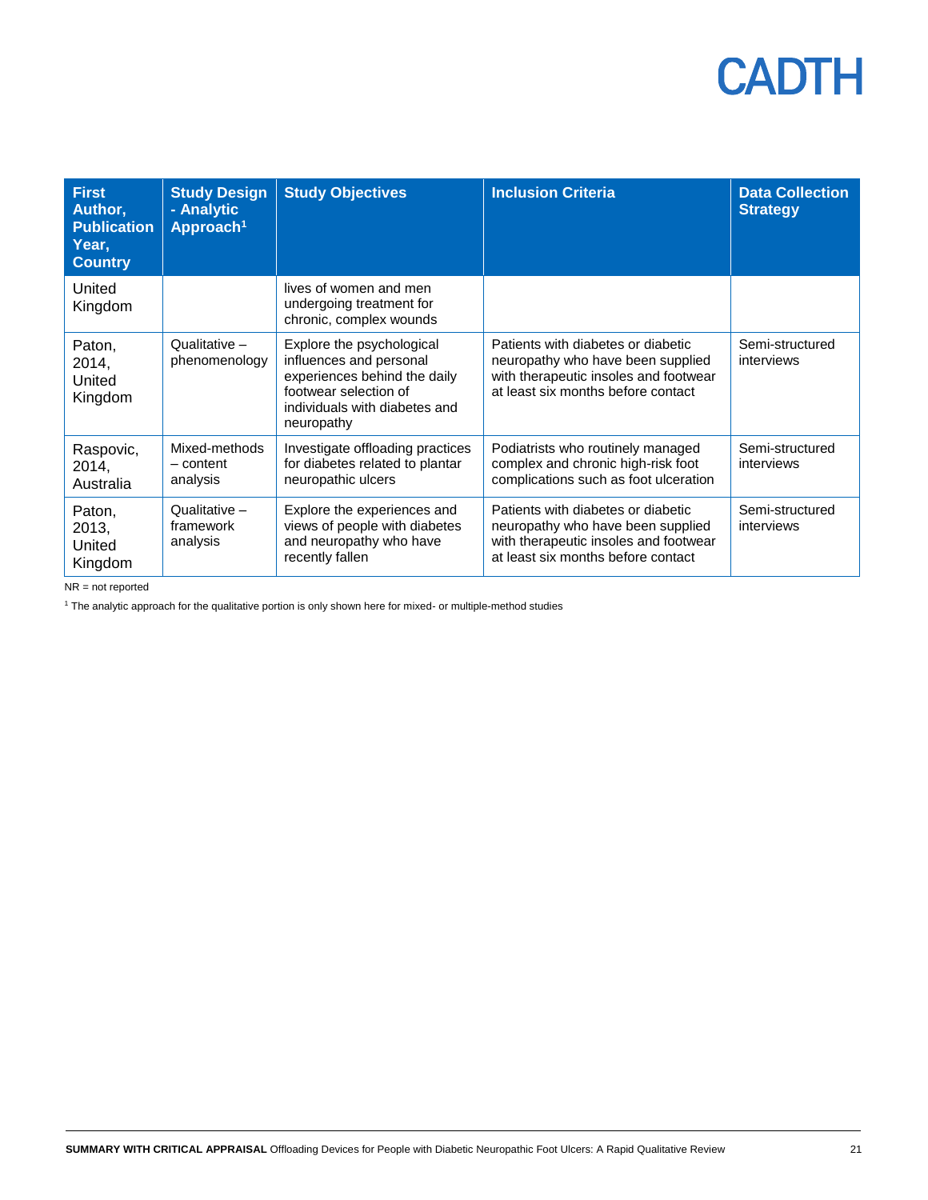| First Author, Publication Year, Country | Study Design - Analytic Approach[1] | Study Objectives | Inclusion Criteria | Data Collection Strategy |
|---|---|---|---|---|
| United Kingdom | | lives of women and men undergoing treatment for chronic, complex wounds | | |
| Paton, 2014, United Kingdom | Qualitative – phenomenology | Explore the psychological influences and personal experiences behind the daily footwear selection of individuals with diabetes and neuropathy | Patients with diabetes or diabetic neuropathy who have been supplied with therapeutic insoles and footwear at least six months before contact | Semi-structured interviews |
| Raspovic, 2014, Australia | Mixed-methods – content analysis | Investigate offloading practices for diabetes related to plantar neuropathic ulcers | Podiatrists who routinely managed complex and chronic high-risk foot complications such as foot ulceration | Semi-structured interviews |
| Paton, 2013, United Kingdom | Qualitative – framework analysis | Explore the experiences and views of people with diabetes and neuropathy who have recently fallen | Patients with diabetes or diabetic neuropathy who have been supplied with therapeutic insoles and footwear at least six months before contact | Semi-structured interviews |

NR = not reported

[1] The analytic approach for the qualitative portion is only shown here for mixed- or multiple-method studies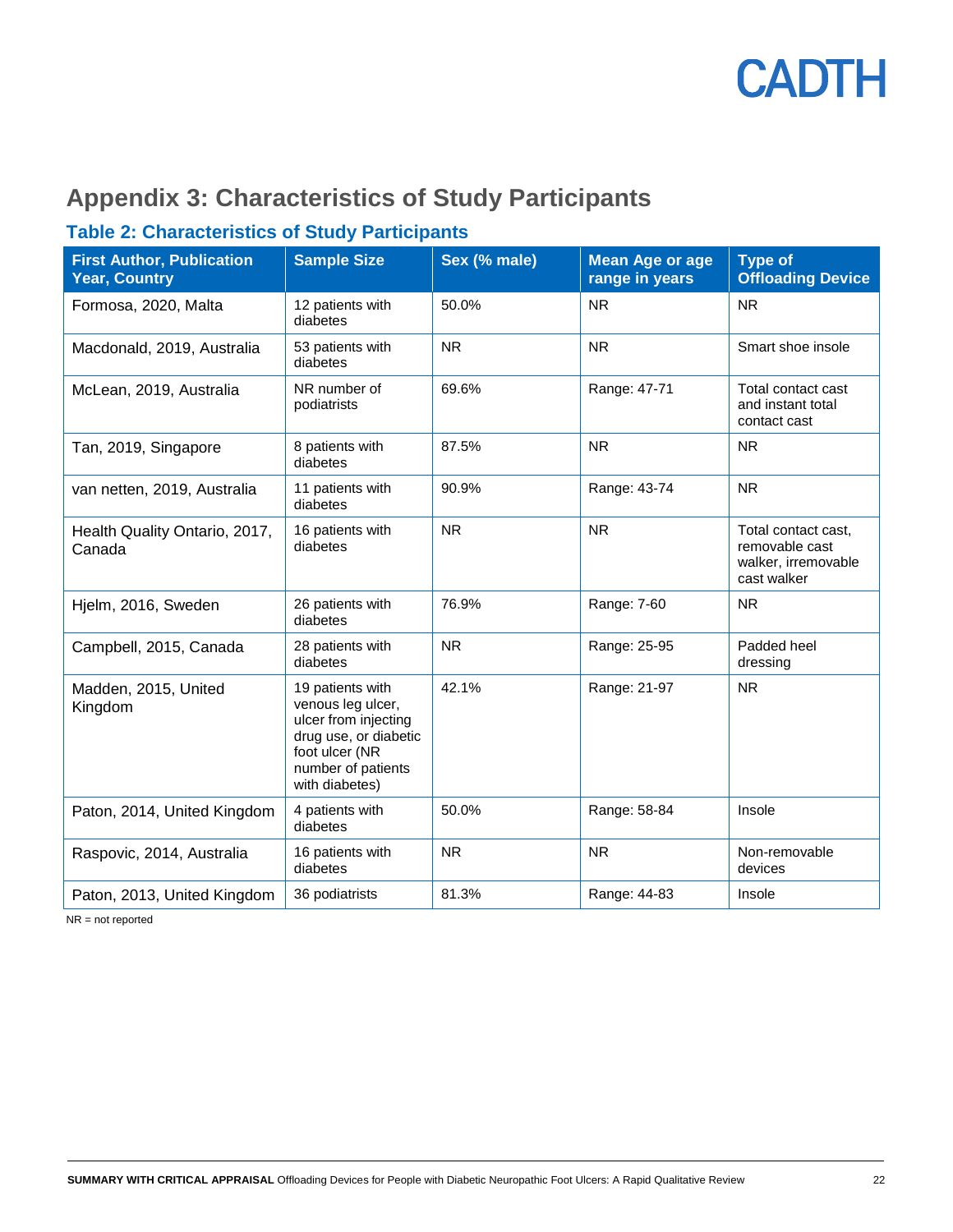## Appendix 3: Characteristics of Study Participants

### Table 2: Characteristics of Study Participants

| First Author, Publication Year, Country | Sample Size | Sex (% male) | Mean Age or age range in years | Type of Offloading Device |
|---|---|---|---|---|
| Formosa, 2020, Malta | 12 patients with diabetes | 50.0% | NR | NR |
| Macdonald, 2019, Australia | 53 patients with diabetes | NR | NR | Smart shoe insole |
| McLean, 2019, Australia | NR number of podiatrists | 69.6% | Range: 47-71 | Total contact cast and instant total contact cast |
| Tan, 2019, Singapore | 8 patients with diabetes | 87.5% | NR | NR |
| van netten, 2019, Australia | 11 patients with diabetes | 90.9% | Range: 43-74 | NR |
| Health Quality Ontario, 2017, Canada | 16 patients with diabetes | NR | NR | Total contact cast, removable cast walker, irremovable cast walker |
| Hjelm, 2016, Sweden | 26 patients with diabetes | 76.9% | Range: 7-60 | NR |
| Campbell, 2015, Canada | 28 patients with diabetes | NR | Range: 25-95 | Padded heel dressing |
| Madden, 2015, United Kingdom | 19 patients with venous leg ulcer, ulcer from injecting drug use, or diabetic foot ulcer (NR number of patients with diabetes) | 42.1% | Range: 21-97 | NR |
| Paton, 2014, United Kingdom | 4 patients with diabetes | 50.0% | Range: 58-84 | Insole |
| Raspovic, 2014, Australia | 16 patients with diabetes | NR | NR | Non-removable devices |
| Paton, 2013, United Kingdom | 36 podiatrists | 81.3% | Range: 44-83 | Insole |

NR = not reported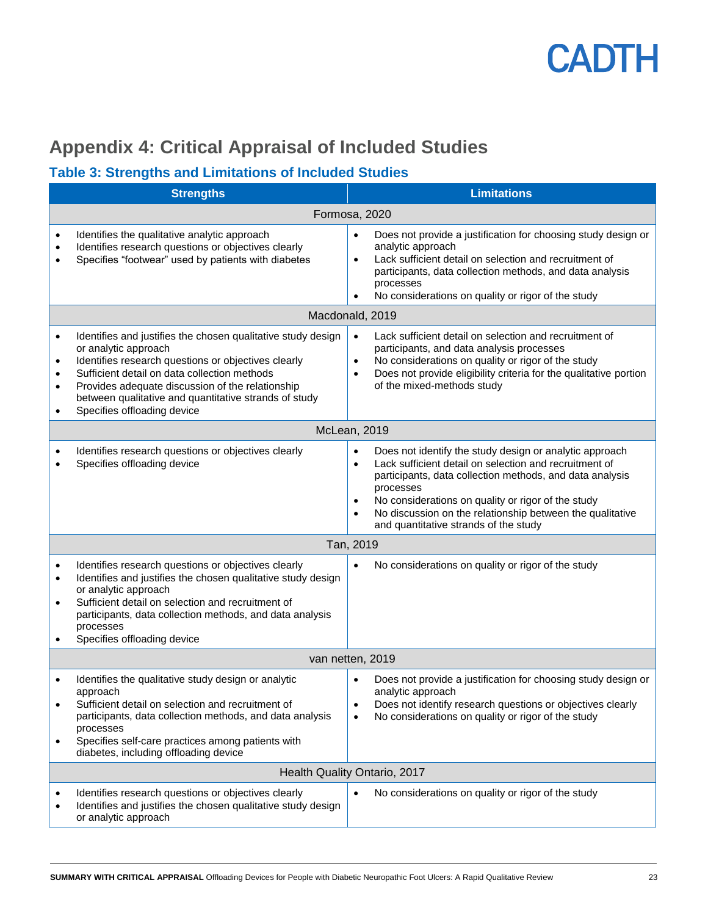# Appendix 4: Critical Appraisal of Included Studies

## Table 3: Strengths and Limitations of Included Studies

| Strengths | Limitations |
|---|---|
| **Formosa, 2020** | |
| • Identifies the qualitative analytic approach<br>• Identifies research questions or objectives clearly<br>• Specifies "footwear" used by patients with diabetes | • Does not provide a justification for choosing study design or analytic approach<br>• Lack sufficient detail on selection and recruitment of participants, data collection methods, and data analysis processes<br>• No considerations on quality or rigor of the study |
| **Macdonald, 2019** | |
| • Identifies and justifies the chosen qualitative study design or analytic approach<br>• Identifies research questions or objectives clearly<br>• Sufficient detail on data collection methods<br>• Provides adequate discussion of the relationship between qualitative and quantitative strands of study<br>• Specifies offloading device | • Lack sufficient detail on selection and recruitment of participants, and data analysis processes<br>• No considerations on quality or rigor of the study<br>• Does not provide eligibility criteria for the qualitative portion of the mixed-methods study |
| **McLean, 2019** | |
| • Identifies research questions or objectives clearly<br>• Specifies offloading device | • Does not identify the study design or analytic approach<br>• Lack sufficient detail on selection and recruitment of participants, data collection methods, and data analysis processes<br>• No considerations on quality or rigor of the study<br>• No discussion on the relationship between the qualitative and quantitative strands of the study |
| **Tan, 2019** | |
| • Identifies research questions or objectives clearly<br>• Identifies and justifies the chosen qualitative study design or analytic approach<br>• Sufficient detail on selection and recruitment of participants, data collection methods, and data analysis processes<br>• Specifies offloading device | • No considerations on quality or rigor of the study |
| **van netten, 2019** | |
| • Identifies the qualitative study design or analytic approach<br>• Sufficient detail on selection and recruitment of participants, data collection methods, and data analysis processes<br>• Specifies self-care practices among patients with diabetes, including offloading device | • Does not provide a justification for choosing study design or analytic approach<br>• Does not identify research questions or objectives clearly<br>• No considerations on quality or rigor of the study |
| **Health Quality Ontario, 2017** | |
| • Identifies research questions or objectives clearly<br>• Identifies and justifies the chosen qualitative study design or analytic approach | • No considerations on quality or rigor of the study |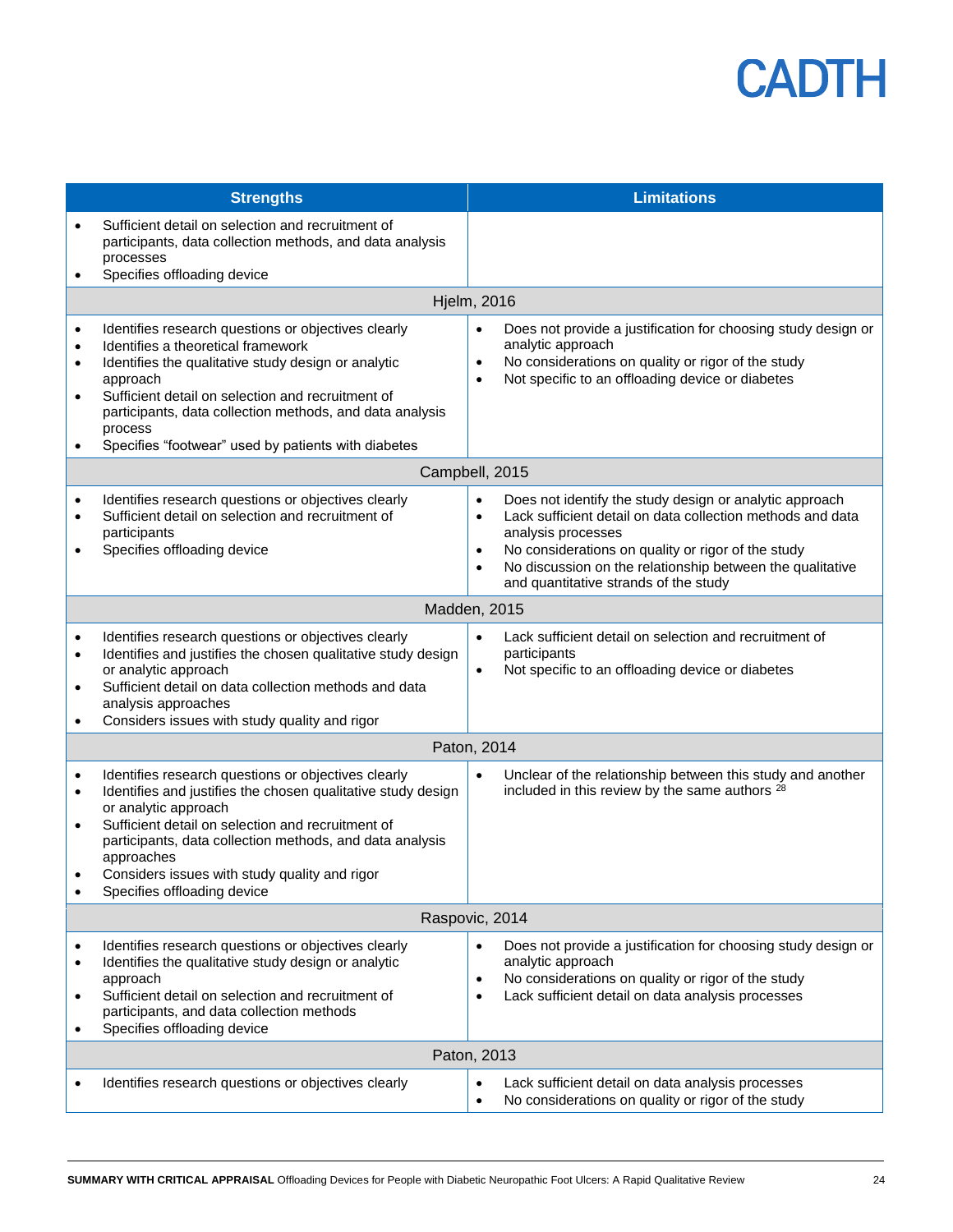| Strengths | Limitations |
| --- | --- |
| • Sufficient detail on selection and recruitment of participants, data collection methods, and data analysis processes<br>• Specifies offloading device | |
| **Hjelm, 2016** | |
| • Identifies research questions or objectives clearly<br>• Identifies a theoretical framework<br>• Identifies the qualitative study design or analytic approach<br>• Sufficient detail on selection and recruitment of participants, data collection methods, and data analysis process<br>• Specifies “footwear” used by patients with diabetes | • Does not provide a justification for choosing study design or analytic approach<br>• No considerations on quality or rigor of the study<br>• Not specific to an offloading device or diabetes |
| **Campbell, 2015** | |
| • Identifies research questions or objectives clearly<br>• Sufficient detail on selection and recruitment of participants<br>• Specifies offloading device | • Does not identify the study design or analytic approach<br>• Lack sufficient detail on data collection methods and data analysis processes<br>• No considerations on quality or rigor of the study<br>• No discussion on the relationship between the qualitative and quantitative strands of the study |
| **Madden, 2015** | |
| • Identifies research questions or objectives clearly<br>• Identifies and justifies the chosen qualitative study design or analytic approach<br>• Sufficient detail on data collection methods and data analysis approaches<br>• Considers issues with study quality and rigor | • Lack sufficient detail on selection and recruitment of participants<br>• Not specific to an offloading device or diabetes |
| **Paton, 2014** | |
| • Identifies research questions or objectives clearly<br>• Identifies and justifies the chosen qualitative study design or analytic approach<br>• Sufficient detail on selection and recruitment of participants, data collection methods, and data analysis approaches<br>• Considers issues with study quality and rigor<br>• Specifies offloading device | • Unclear of the relationship between this study and another included in this review by the same authors [28] |
| **Raspovic, 2014** | |
| • Identifies research questions or objectives clearly<br>• Identifies the qualitative study design or analytic approach<br>• Sufficient detail on selection and recruitment of participants, and data collection methods<br>• Specifies offloading device | • Does not provide a justification for choosing study design or analytic approach<br>• No considerations on quality or rigor of the study<br>• Lack sufficient detail on data analysis processes |
| **Paton, 2013** | |
| • Identifies research questions or objectives clearly | • Lack sufficient detail on data analysis processes<br>• No considerations on quality or rigor of the study |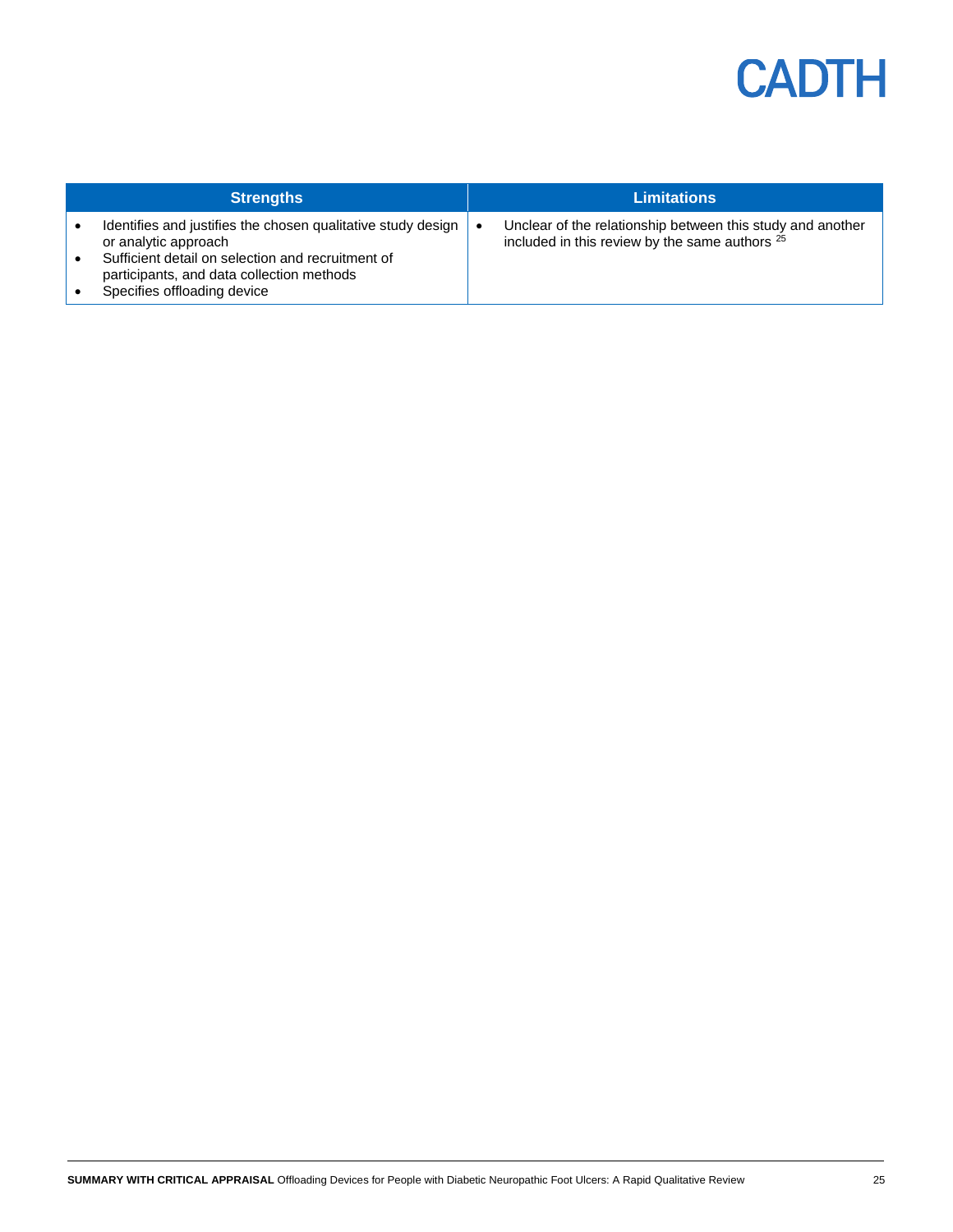| Strengths | Limitations |
|---|---|
| • Identifies and justifies the chosen qualitative study design or analytic approach<br>• Sufficient detail on selection and recruitment of participants, and data collection methods<br>• Specifies offloading device | • Unclear of the relationship between this study and another included in this review by the same authors [25] |